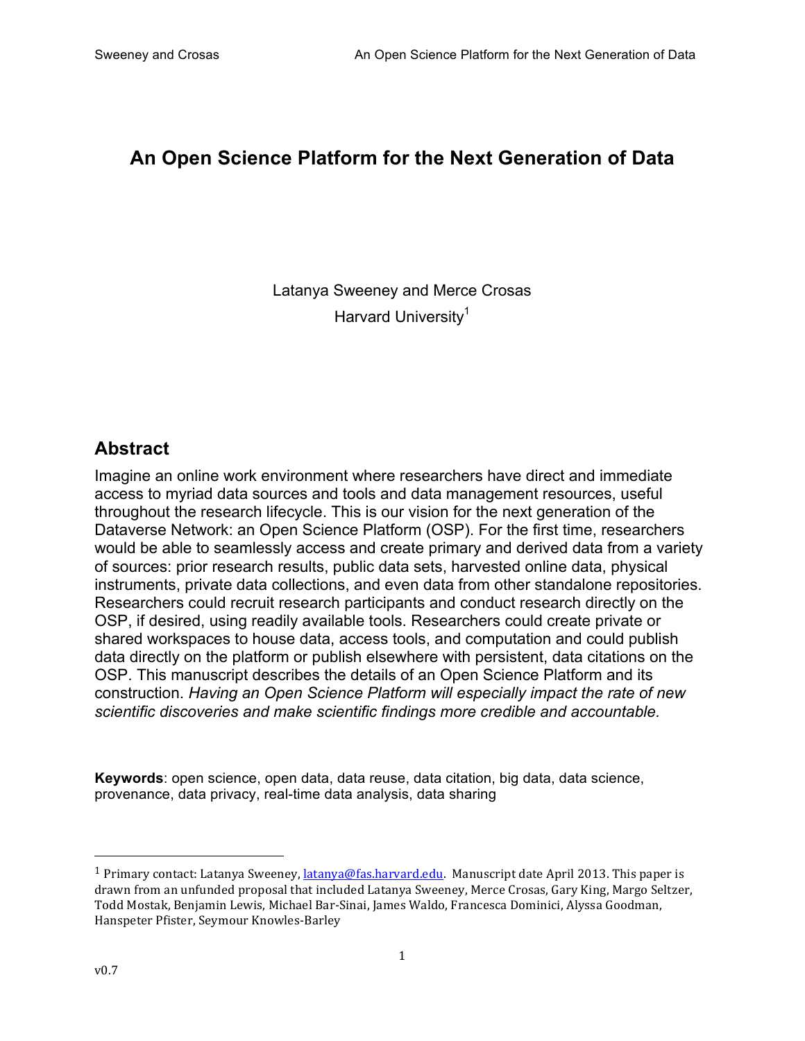# An Open Science Platform for the Next Generation of Data

Latanya Sweeney and Merce Crosas
Harvard University[1]

## Abstract

Imagine an online work environment where researchers have direct and immediate access to myriad data sources and tools and data management resources, useful throughout the research lifecycle. This is our vision for the next generation of the Dataverse Network: an Open Science Platform (OSP). For the first time, researchers would be able to seamlessly access and create primary and derived data from a variety of sources: prior research results, public data sets, harvested online data, physical instruments, private data collections, and even data from other standalone repositories. Researchers could recruit research participants and conduct research directly on the OSP, if desired, using readily available tools. Researchers could create private or shared workspaces to house data, access tools, and computation and could publish data directly on the platform or publish elsewhere with persistent, data citations on the OSP. This manuscript describes the details of an Open Science Platform and its construction. *Having an Open Science Platform will especially impact the rate of new scientific discoveries and make scientific findings more credible and accountable.*

**Keywords**: open science, open data, data reuse, data citation, big data, data science, provenance, data privacy, real-time data analysis, data sharing

---

[1] Primary contact: Latanya Sweeney, latanya@fas.harvard.edu. Manuscript date April 2013. This paper is drawn from an unfunded proposal that included Latanya Sweeney, Merce Crosas, Gary King, Margo Seltzer, Todd Mostak, Benjamin Lewis, Michael Bar-Sinai, James Waldo, Francesca Dominici, Alyssa Goodman, Hanspeter Pfister, Seymour Knowles-Barley

v0.7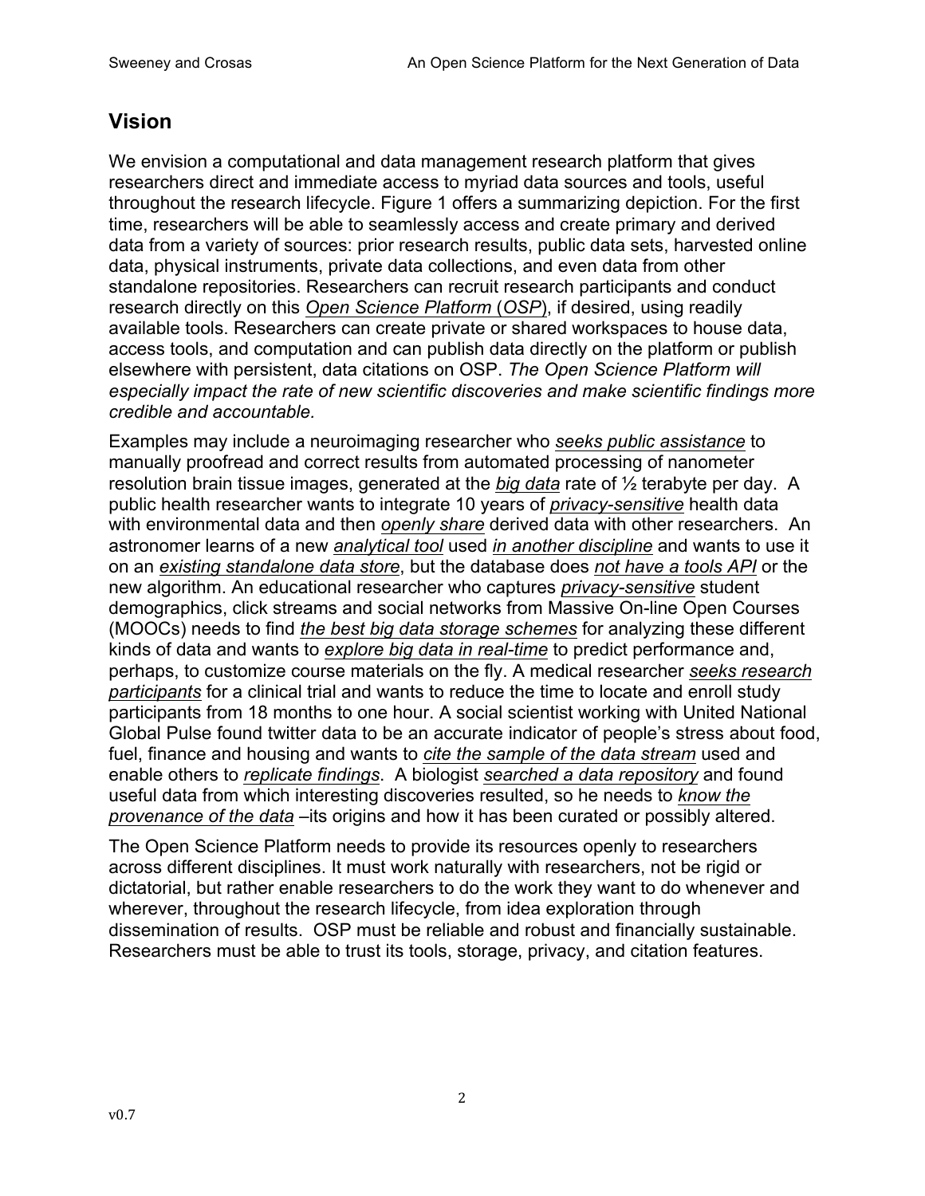## Vision

We envision a computational and data management research platform that gives researchers direct and immediate access to myriad data sources and tools, useful throughout the research lifecycle. Figure 1 offers a summarizing depiction. For the first time, researchers will be able to seamlessly access and create primary and derived data from a variety of sources: prior research results, public data sets, harvested online data, physical instruments, private data collections, and even data from other standalone repositories. Researchers can recruit research participants and conduct research directly on this *Open Science Platform* (*OSP*), if desired, using readily available tools. Researchers can create private or shared workspaces to house data, access tools, and computation and can publish data directly on the platform or publish elsewhere with persistent, data citations on OSP. *The Open Science Platform will especially impact the rate of new scientific discoveries and make scientific findings more credible and accountable.*

Examples may include a neuroimaging researcher who *seeks public assistance* to manually proofread and correct results from automated processing of nanometer resolution brain tissue images, generated at the *big data* rate of ½ terabyte per day. A public health researcher wants to integrate 10 years of *privacy-sensitive* health data with environmental data and then *openly share* derived data with other researchers. An astronomer learns of a new *analytical tool* used *in another discipline* and wants to use it on an *existing standalone data store*, but the database does *not have a tools API* or the new algorithm. An educational researcher who captures *privacy-sensitive* student demographics, click streams and social networks from Massive On-line Open Courses (MOOCs) needs to find *the best big data storage schemes* for analyzing these different kinds of data and wants to *explore big data in real-time* to predict performance and, perhaps, to customize course materials on the fly. A medical researcher *seeks research participants* for a clinical trial and wants to reduce the time to locate and enroll study participants from 18 months to one hour. A social scientist working with United National Global Pulse found twitter data to be an accurate indicator of people's stress about food, fuel, finance and housing and wants to *cite the sample of the data stream* used and enable others to *replicate findings*. A biologist *searched a data repository* and found useful data from which interesting discoveries resulted, so he needs to *know the provenance of the data* –its origins and how it has been curated or possibly altered.

The Open Science Platform needs to provide its resources openly to researchers across different disciplines. It must work naturally with researchers, not be rigid or dictatorial, but rather enable researchers to do the work they want to do whenever and wherever, throughout the research lifecycle, from idea exploration through dissemination of results. OSP must be reliable and robust and financially sustainable. Researchers must be able to trust its tools, storage, privacy, and citation features.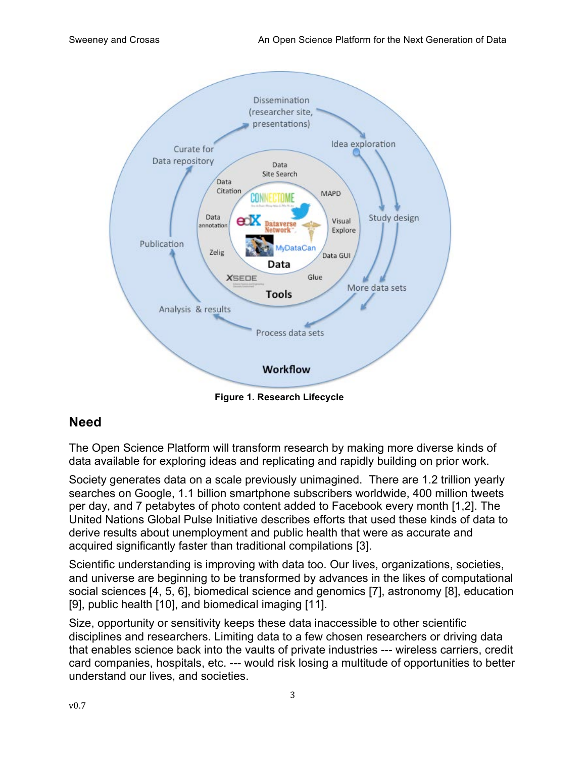**Figure 1. Research Lifecycle**

## Need

The Open Science Platform will transform research by making more diverse kinds of data available for exploring ideas and replicating and rapidly building on prior work.

Society generates data on a scale previously unimagined. There are 1.2 trillion yearly searches on Google, 1.1 billion smartphone subscribers worldwide, 400 million tweets per day, and 7 petabytes of photo content added to Facebook every month [1,2]. The United Nations Global Pulse Initiative describes efforts that used these kinds of data to derive results about unemployment and public health that were as accurate and acquired significantly faster than traditional compilations [3].

Scientific understanding is improving with data too. Our lives, organizations, societies, and universe are beginning to be transformed by advances in the likes of computational social sciences [4, 5, 6], biomedical science and genomics [7], astronomy [8], education [9], public health [10], and biomedical imaging [11].

Size, opportunity or sensitivity keeps these data inaccessible to other scientific disciplines and researchers. Limiting data to a few chosen researchers or driving data that enables science back into the vaults of private industries --- wireless carriers, credit card companies, hospitals, etc. --- would risk losing a multitude of opportunities to better understand our lives, and societies.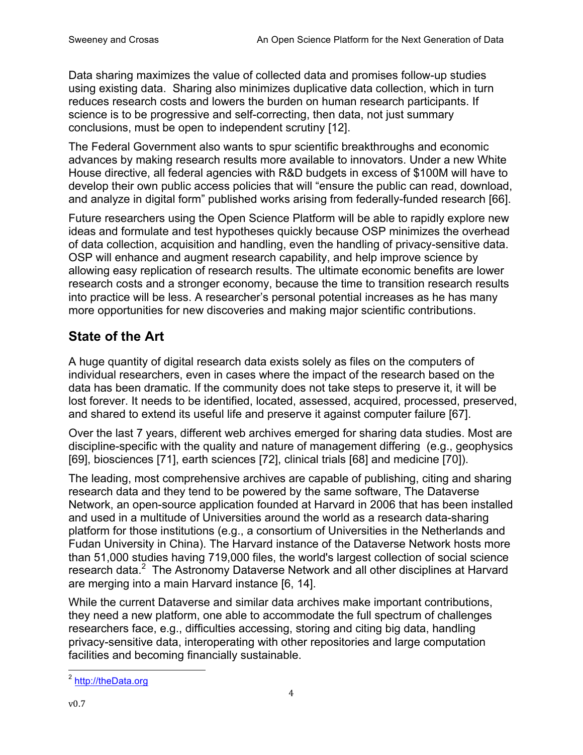Data sharing maximizes the value of collected data and promises follow-up studies using existing data. Sharing also minimizes duplicative data collection, which in turn reduces research costs and lowers the burden on human research participants. If science is to be progressive and self-correcting, then data, not just summary conclusions, must be open to independent scrutiny [12].

The Federal Government also wants to spur scientific breakthroughs and economic advances by making research results more available to innovators. Under a new White House directive, all federal agencies with R&D budgets in excess of $100M will have to develop their own public access policies that will "ensure the public can read, download, and analyze in digital form" published works arising from federally-funded research [66].

Future researchers using the Open Science Platform will be able to rapidly explore new ideas and formulate and test hypotheses quickly because OSP minimizes the overhead of data collection, acquisition and handling, even the handling of privacy-sensitive data. OSP will enhance and augment research capability, and help improve science by allowing easy replication of research results. The ultimate economic benefits are lower research costs and a stronger economy, because the time to transition research results into practice will be less. A researcher's personal potential increases as he has many more opportunities for new discoveries and making major scientific contributions.

## State of the Art

A huge quantity of digital research data exists solely as files on the computers of individual researchers, even in cases where the impact of the research based on the data has been dramatic. If the community does not take steps to preserve it, it will be lost forever. It needs to be identified, located, assessed, acquired, processed, preserved, and shared to extend its useful life and preserve it against computer failure [67].

Over the last 7 years, different web archives emerged for sharing data studies. Most are discipline-specific with the quality and nature of management differing (e.g., geophysics [69], biosciences [71], earth sciences [72], clinical trials [68] and medicine [70]).

The leading, most comprehensive archives are capable of publishing, citing and sharing research data and they tend to be powered by the same software, The Dataverse Network, an open-source application founded at Harvard in 2006 that has been installed and used in a multitude of Universities around the world as a research data-sharing platform for those institutions (e.g., a consortium of Universities in the Netherlands and Fudan University in China). The Harvard instance of the Dataverse Network hosts more than 51,000 studies having 719,000 files, the world's largest collection of social science research data.[2] The Astronomy Dataverse Network and all other disciplines at Harvard are merging into a main Harvard instance [6, 14].

While the current Dataverse and similar data archives make important contributions, they need a new platform, one able to accommodate the full spectrum of challenges researchers face, e.g., difficulties accessing, storing and citing big data, handling privacy-sensitive data, interoperating with other repositories and large computation facilities and becoming financially sustainable.

[2] http://theData.org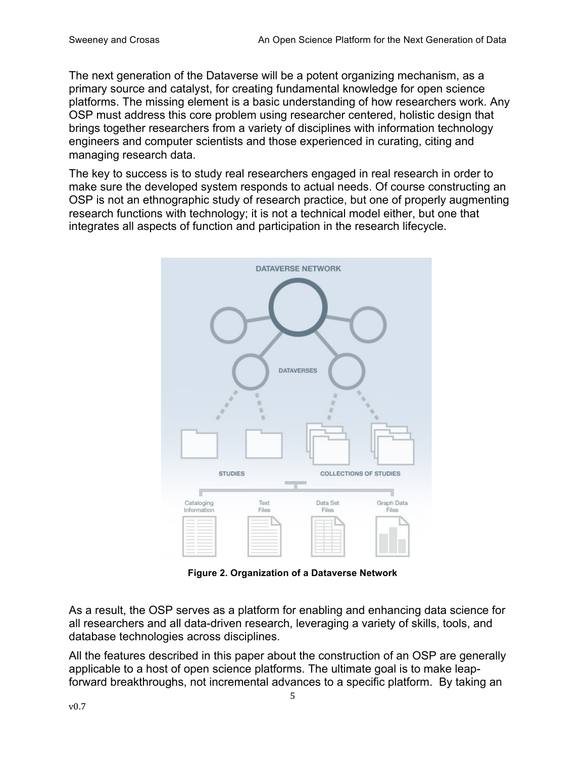The next generation of the Dataverse will be a potent organizing mechanism, as a primary source and catalyst, for creating fundamental knowledge for open science platforms. The missing element is a basic understanding of how researchers work. Any OSP must address this core problem using researcher centered, holistic design that brings together researchers from a variety of disciplines with information technology engineers and computer scientists and those experienced in curating, citing and managing research data.

The key to success is to study real researchers engaged in real research in order to make sure the developed system responds to actual needs. Of course constructing an OSP is not an ethnographic study of research practice, but one of properly augmenting research functions with technology; it is not a technical model either, but one that integrates all aspects of function and participation in the research lifecycle.

**Figure 2. Organization of a Dataverse Network**

As a result, the OSP serves as a platform for enabling and enhancing data science for all researchers and all data-driven research, leveraging a variety of skills, tools, and database technologies across disciplines.

All the features described in this paper about the construction of an OSP are generally applicable to a host of open science platforms. The ultimate goal is to make leap-forward breakthroughs, not incremental advances to a specific platform. By taking an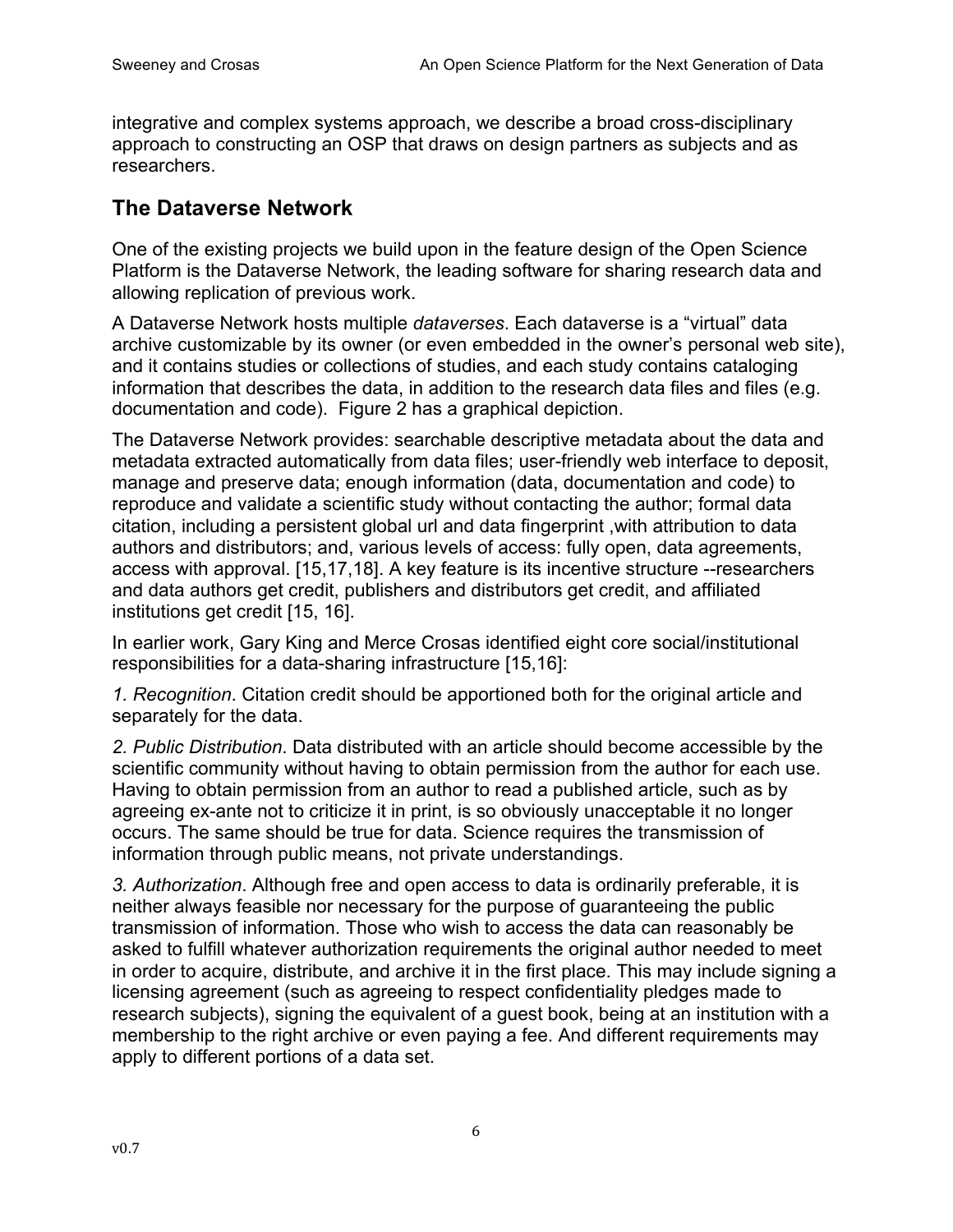integrative and complex systems approach, we describe a broad cross-disciplinary approach to constructing an OSP that draws on design partners as subjects and as researchers.

## The Dataverse Network

One of the existing projects we build upon in the feature design of the Open Science Platform is the Dataverse Network, the leading software for sharing research data and allowing replication of previous work.

A Dataverse Network hosts multiple *dataverses*. Each dataverse is a "virtual" data archive customizable by its owner (or even embedded in the owner's personal web site), and it contains studies or collections of studies, and each study contains cataloging information that describes the data, in addition to the research data files and files (e.g. documentation and code). Figure 2 has a graphical depiction.

The Dataverse Network provides: searchable descriptive metadata about the data and metadata extracted automatically from data files; user-friendly web interface to deposit, manage and preserve data; enough information (data, documentation and code) to reproduce and validate a scientific study without contacting the author; formal data citation, including a persistent global url and data fingerprint ,with attribution to data authors and distributors; and, various levels of access: fully open, data agreements, access with approval. [15,17,18]. A key feature is its incentive structure --researchers and data authors get credit, publishers and distributors get credit, and affiliated institutions get credit [15, 16].

In earlier work, Gary King and Merce Crosas identified eight core social/institutional responsibilities for a data-sharing infrastructure [15,16]:

*1. Recognition*. Citation credit should be apportioned both for the original article and separately for the data.

*2. Public Distribution*. Data distributed with an article should become accessible by the scientific community without having to obtain permission from the author for each use. Having to obtain permission from an author to read a published article, such as by agreeing ex-ante not to criticize it in print, is so obviously unacceptable it no longer occurs. The same should be true for data. Science requires the transmission of information through public means, not private understandings.

*3. Authorization*. Although free and open access to data is ordinarily preferable, it is neither always feasible nor necessary for the purpose of guaranteeing the public transmission of information. Those who wish to access the data can reasonably be asked to fulfill whatever authorization requirements the original author needed to meet in order to acquire, distribute, and archive it in the first place. This may include signing a licensing agreement (such as agreeing to respect confidentiality pledges made to research subjects), signing the equivalent of a guest book, being at an institution with a membership to the right archive or even paying a fee. And different requirements may apply to different portions of a data set.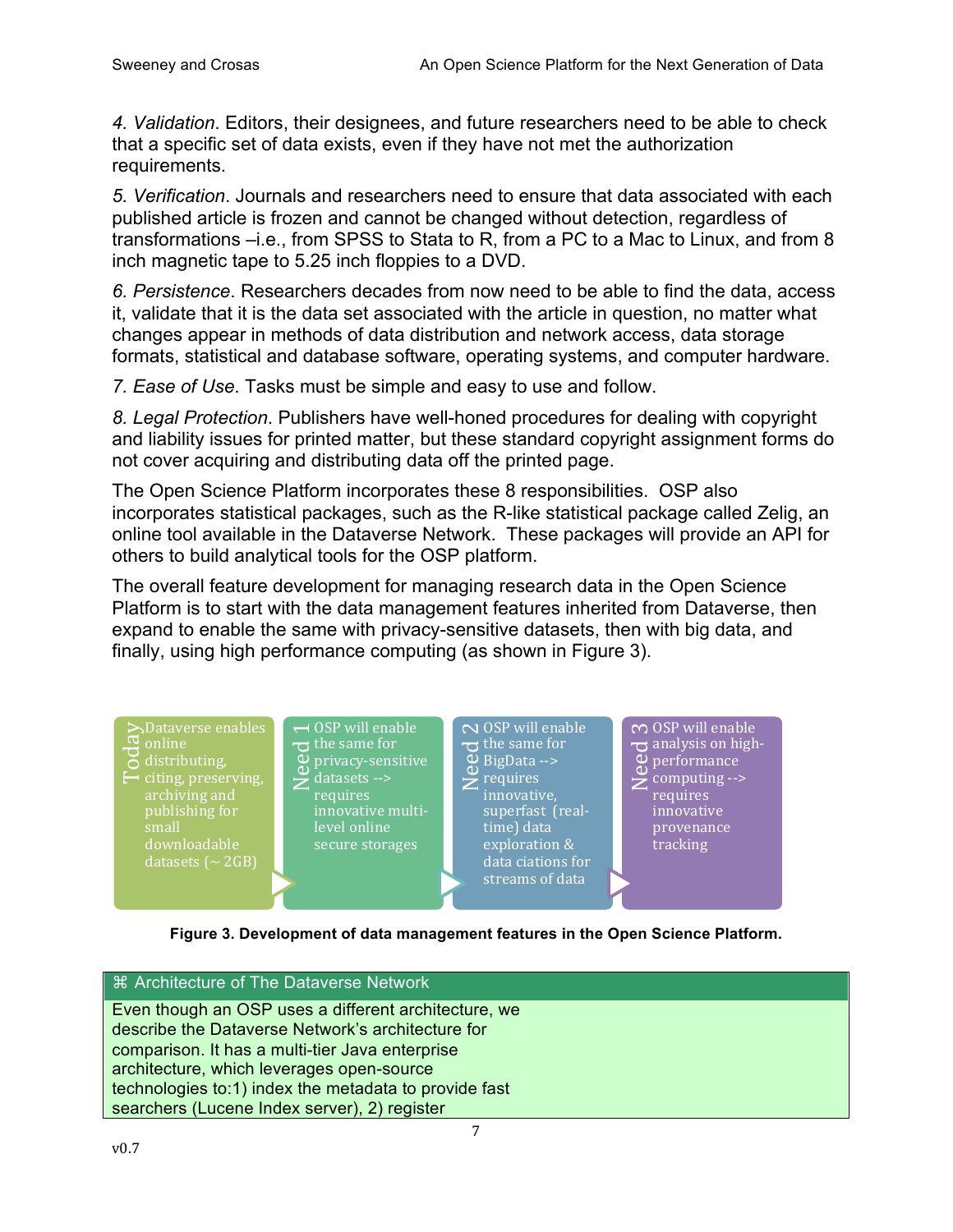*4. Validation*. Editors, their designees, and future researchers need to be able to check that a specific set of data exists, even if they have not met the authorization requirements.

*5. Verification*. Journals and researchers need to ensure that data associated with each published article is frozen and cannot be changed without detection, regardless of transformations –i.e., from SPSS to Stata to R, from a PC to a Mac to Linux, and from 8 inch magnetic tape to 5.25 inch floppies to a DVD.

*6. Persistence*. Researchers decades from now need to be able to find the data, access it, validate that it is the data set associated with the article in question, no matter what changes appear in methods of data distribution and network access, data storage formats, statistical and database software, operating systems, and computer hardware.

*7. Ease of Use*. Tasks must be simple and easy to use and follow.

*8. Legal Protection*. Publishers have well-honed procedures for dealing with copyright and liability issues for printed matter, but these standard copyright assignment forms do not cover acquiring and distributing data off the printed page.

The Open Science Platform incorporates these 8 responsibilities. OSP also incorporates statistical packages, such as the R-like statistical package called Zelig, an online tool available in the Dataverse Network. These packages will provide an API for others to build analytical tools for the OSP platform.

The overall feature development for managing research data in the Open Science Platform is to start with the data management features inherited from Dataverse, then expand to enable the same with privacy-sensitive datasets, then with big data, and finally, using high performance computing (as shown in Figure 3).

| Today | Need 1 | Need 2 | Need 3 |
|---|---|---|---|
| Dataverse enables online distributing, citing, preserving, archiving and publishing for small downloadable datasets (~ 2GB) | OSP will enable the same for privacy-sensitive datasets --> requires innovative multi-level online secure storages | OSP will enable the same for BigData --> requires innovative, superfast (real-time) data exploration & data ciations for streams of data | OSP will enable analysis on high-performance computing --> requires innovative provenance tracking |

**Figure 3. Development of data management features in the Open Science Platform.**

**⌘ Architecture of The Dataverse Network**

Even though an OSP uses a different architecture, we describe the Dataverse Network's architecture for comparison. It has a multi-tier Java enterprise architecture, which leverages open-source technologies to:1) index the metadata to provide fast searchers (Lucene Index server), 2) register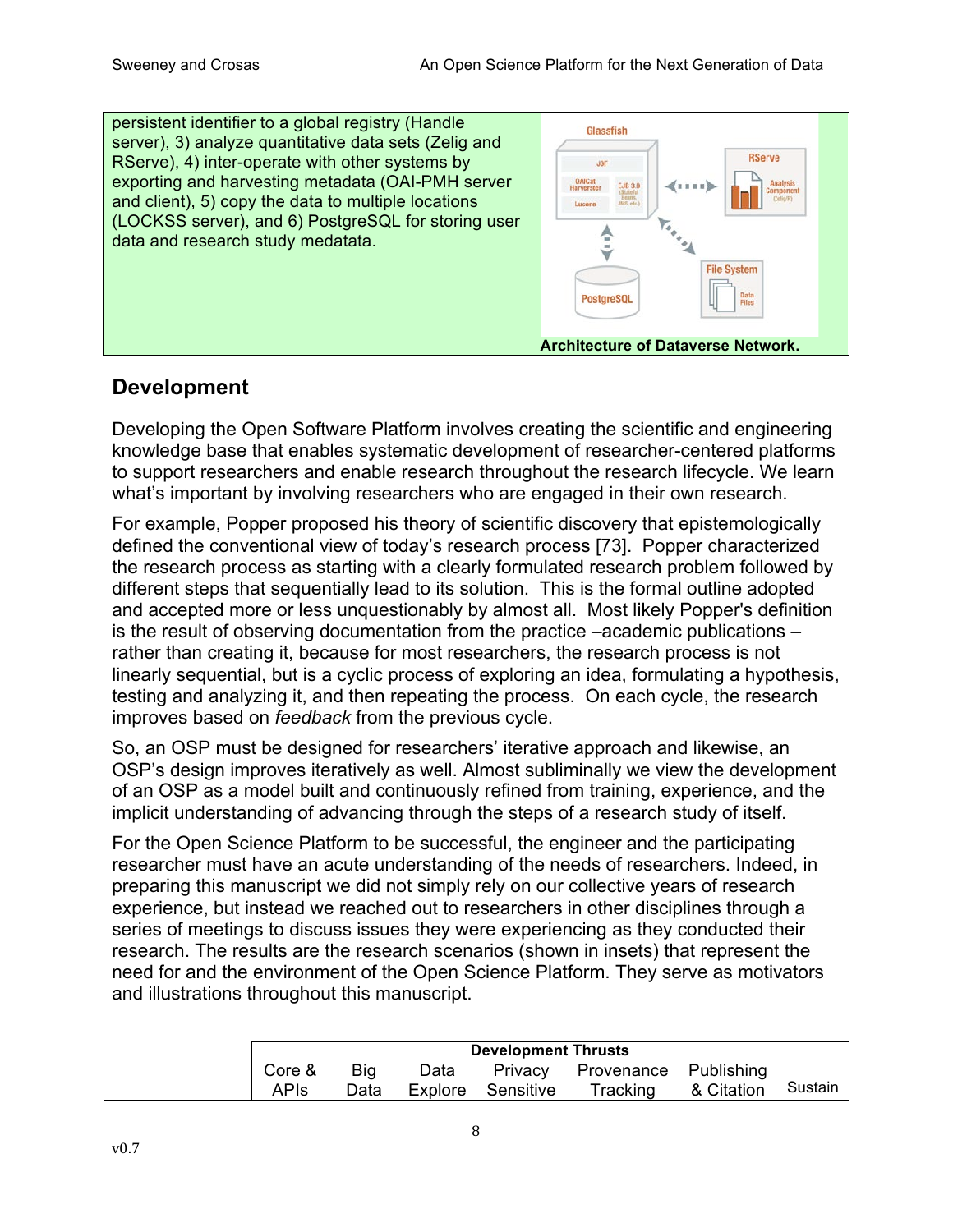persistent identifier to a global registry (Handle server), 3) analyze quantitative data sets (Zelig and RServe), 4) inter-operate with other systems by exporting and harvesting metadata (OAI-PMH server and client), 5) copy the data to multiple locations (LOCKSS server), and 6) PostgreSQL for storing user data and research study medatata.

**Architecture of Dataverse Network.**

## Development

Developing the Open Software Platform involves creating the scientific and engineering knowledge base that enables systematic development of researcher-centered platforms to support researchers and enable research throughout the research lifecycle. We learn what's important by involving researchers who are engaged in their own research.

For example, Popper proposed his theory of scientific discovery that epistemologically defined the conventional view of today's research process [73]. Popper characterized the research process as starting with a clearly formulated research problem followed by different steps that sequentially lead to its solution. This is the formal outline adopted and accepted more or less unquestionably by almost all. Most likely Popper's definition is the result of observing documentation from the practice –academic publications – rather than creating it, because for most researchers, the research process is not linearly sequential, but is a cyclic process of exploring an idea, formulating a hypothesis, testing and analyzing it, and then repeating the process. On each cycle, the research improves based on *feedback* from the previous cycle.

So, an OSP must be designed for researchers' iterative approach and likewise, an OSP's design improves iteratively as well. Almost subliminally we view the development of an OSP as a model built and continuously refined from training, experience, and the implicit understanding of advancing through the steps of a research study of itself.

For the Open Science Platform to be successful, the engineer and the participating researcher must have an acute understanding of the needs of researchers. Indeed, in preparing this manuscript we did not simply rely on our collective years of research experience, but instead we reached out to researchers in other disciplines through a series of meetings to discuss issues they were experiencing as they conducted their research. The results are the research scenarios (shown in insets) that represent the need for and the environment of the Open Science Platform. They serve as motivators and illustrations throughout this manuscript.

| | Development Thrusts | | | | | | |
|---|---|---|---|---|---|---|---|
| | Core & APIs | Big Data | Data Explore | Privacy Sensitive | Provenance Tracking | Publishing & Citation | Sustain |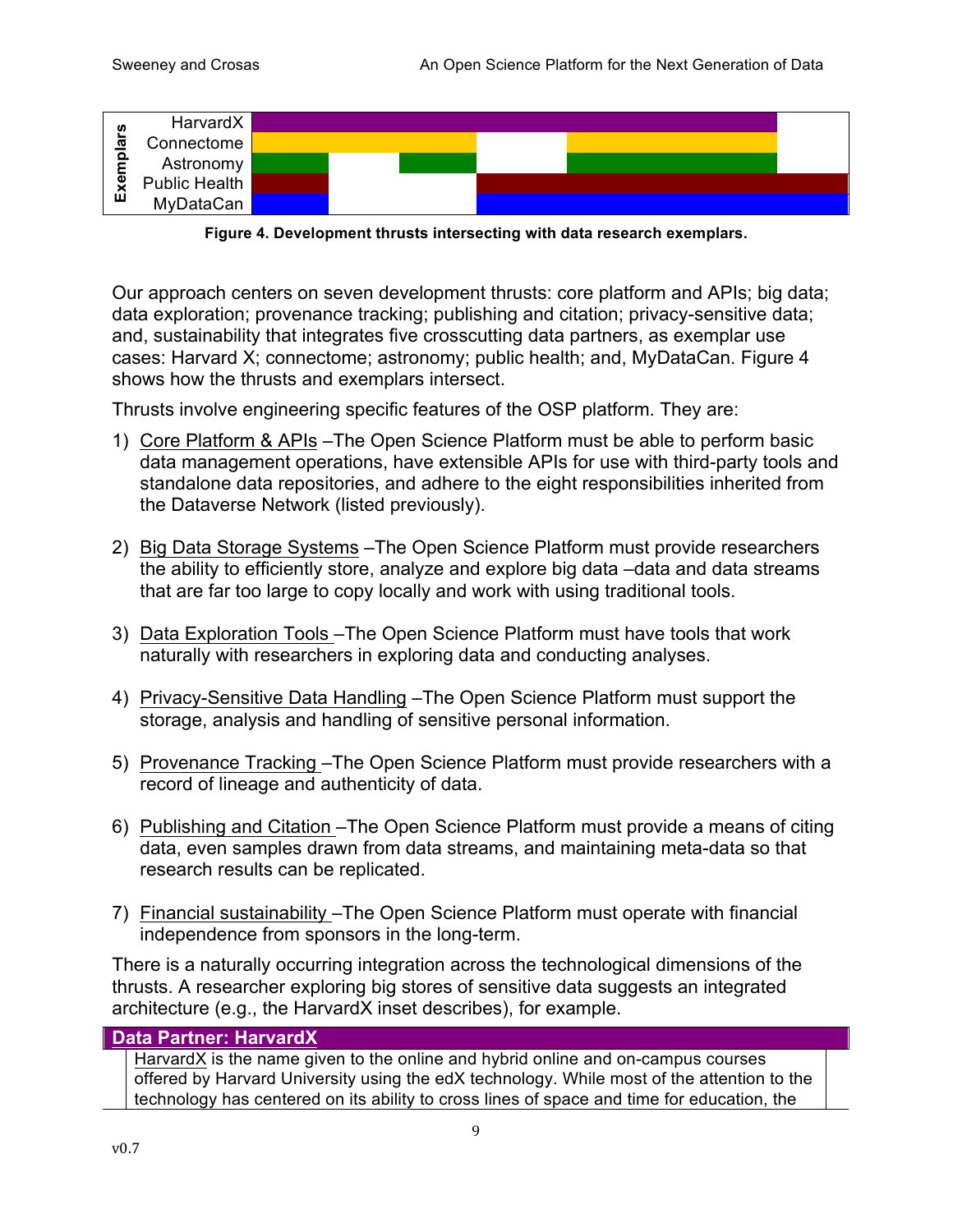Figure 4. Development thrusts intersecting with data research exemplars.

Our approach centers on seven development thrusts: core platform and APIs; big data; data exploration; provenance tracking; publishing and citation; privacy-sensitive data; and, sustainability that integrates five crosscutting data partners, as exemplar use cases: Harvard X; connectome; astronomy; public health; and, MyDataCan. Figure 4 shows how the thrusts and exemplars intersect.

Thrusts involve engineering specific features of the OSP platform. They are:

1) Core Platform & APIs –The Open Science Platform must be able to perform basic data management operations, have extensible APIs for use with third-party tools and standalone data repositories, and adhere to the eight responsibilities inherited from the Dataverse Network (listed previously).

2) Big Data Storage Systems –The Open Science Platform must provide researchers the ability to efficiently store, analyze and explore big data –data and data streams that are far too large to copy locally and work with using traditional tools.

3) Data Exploration Tools –The Open Science Platform must have tools that work naturally with researchers in exploring data and conducting analyses.

4) Privacy-Sensitive Data Handling –The Open Science Platform must support the storage, analysis and handling of sensitive personal information.

5) Provenance Tracking –The Open Science Platform must provide researchers with a record of lineage and authenticity of data.

6) Publishing and Citation –The Open Science Platform must provide a means of citing data, even samples drawn from data streams, and maintaining meta-data so that research results can be replicated.

7) Financial sustainability –The Open Science Platform must operate with financial independence from sponsors in the long-term.

There is a naturally occurring integration across the technological dimensions of the thrusts. A researcher exploring big stores of sensitive data suggests an integrated architecture (e.g., the HarvardX inset describes), for example.

**Data Partner: HarvardX**

HarvardX is the name given to the online and hybrid online and on-campus courses offered by Harvard University using the edX technology. While most of the attention to the technology has centered on its ability to cross lines of space and time for education, the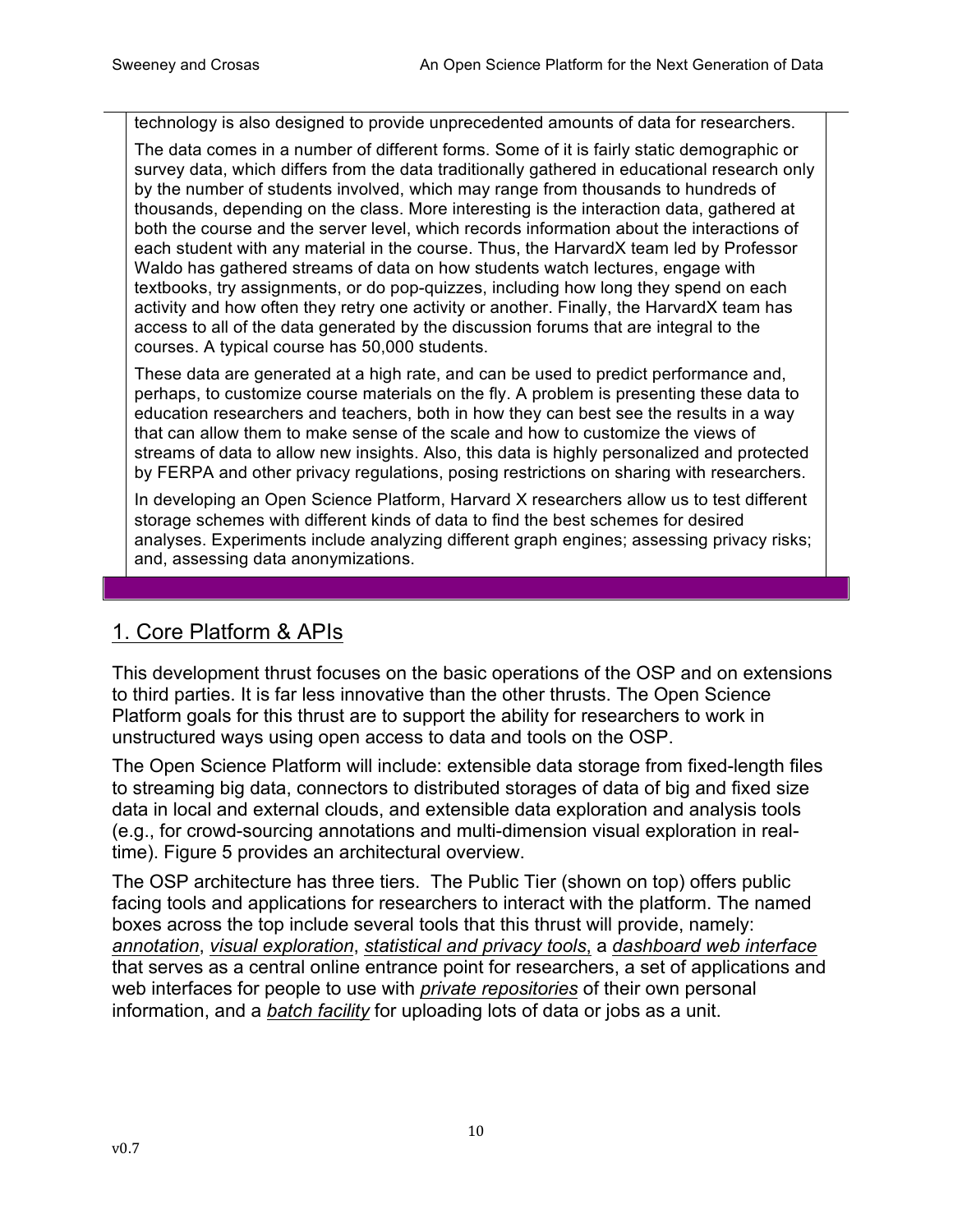technology is also designed to provide unprecedented amounts of data for researchers.

The data comes in a number of different forms. Some of it is fairly static demographic or survey data, which differs from the data traditionally gathered in educational research only by the number of students involved, which may range from thousands to hundreds of thousands, depending on the class. More interesting is the interaction data, gathered at both the course and the server level, which records information about the interactions of each student with any material in the course. Thus, the HarvardX team led by Professor Waldo has gathered streams of data on how students watch lectures, engage with textbooks, try assignments, or do pop-quizzes, including how long they spend on each activity and how often they retry one activity or another. Finally, the HarvardX team has access to all of the data generated by the discussion forums that are integral to the courses. A typical course has 50,000 students.

These data are generated at a high rate, and can be used to predict performance and, perhaps, to customize course materials on the fly. A problem is presenting these data to education researchers and teachers, both in how they can best see the results in a way that can allow them to make sense of the scale and how to customize the views of streams of data to allow new insights. Also, this data is highly personalized and protected by FERPA and other privacy regulations, posing restrictions on sharing with researchers.

In developing an Open Science Platform, Harvard X researchers allow us to test different storage schemes with different kinds of data to find the best schemes for desired analyses. Experiments include analyzing different graph engines; assessing privacy risks; and, assessing data anonymizations.

## 1. Core Platform & APIs

This development thrust focuses on the basic operations of the OSP and on extensions to third parties. It is far less innovative than the other thrusts. The Open Science Platform goals for this thrust are to support the ability for researchers to work in unstructured ways using open access to data and tools on the OSP.

The Open Science Platform will include: extensible data storage from fixed-length files to streaming big data, connectors to distributed storages of data of big and fixed size data in local and external clouds, and extensible data exploration and analysis tools (e.g., for crowd-sourcing annotations and multi-dimension visual exploration in real-time). Figure 5 provides an architectural overview.

The OSP architecture has three tiers. The Public Tier (shown on top) offers public facing tools and applications for researchers to interact with the platform. The named boxes across the top include several tools that this thrust will provide, namely: *annotation*, *visual exploration*, *statistical and privacy tools*, a *dashboard web interface* that serves as a central online entrance point for researchers, a set of applications and web interfaces for people to use with *private repositories* of their own personal information, and a *batch facility* for uploading lots of data or jobs as a unit.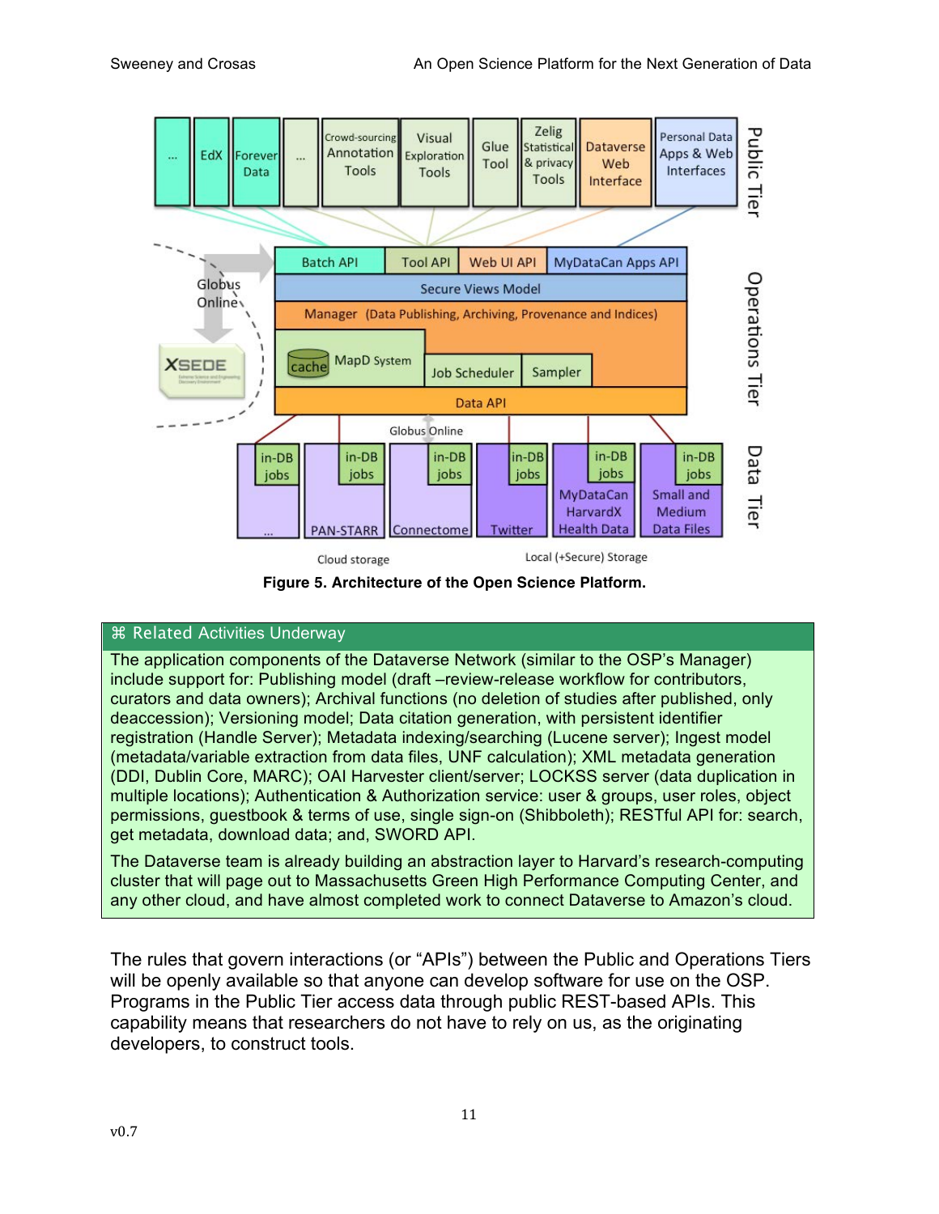**Figure 5. Architecture of the Open Science Platform.**

> **⌘ Related Activities Underway**
>
> The application components of the Dataverse Network (similar to the OSP's Manager) include support for: Publishing model (draft –review-release workflow for contributors, curators and data owners); Archival functions (no deletion of studies after published, only deaccession); Versioning model; Data citation generation, with persistent identifier registration (Handle Server); Metadata indexing/searching (Lucene server); Ingest model (metadata/variable extraction from data files, UNF calculation); XML metadata generation (DDI, Dublin Core, MARC); OAI Harvester client/server; LOCKSS server (data duplication in multiple locations); Authentication & Authorization service: user & groups, user roles, object permissions, guestbook & terms of use, single sign-on (Shibboleth); RESTful API for: search, get metadata, download data; and, SWORD API.
>
> The Dataverse team is already building an abstraction layer to Harvard's research-computing cluster that will page out to Massachusetts Green High Performance Computing Center, and any other cloud, and have almost completed work to connect Dataverse to Amazon's cloud.

The rules that govern interactions (or "APIs") between the Public and Operations Tiers will be openly available so that anyone can develop software for use on the OSP. Programs in the Public Tier access data through public REST-based APIs. This capability means that researchers do not have to rely on us, as the originating developers, to construct tools.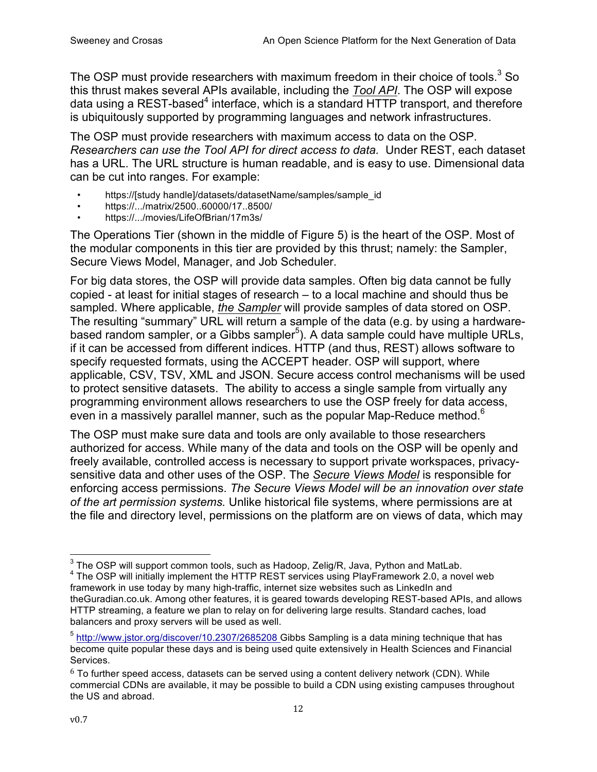The OSP must provide researchers with maximum freedom in their choice of tools.[3] So this thrust makes several APIs available, including the *Tool API*. The OSP will expose data using a REST-based[4] interface, which is a standard HTTP transport, and therefore is ubiquitously supported by programming languages and network infrastructures.

The OSP must provide researchers with maximum access to data on the OSP. *Researchers can use the Tool API for direct access to data.* Under REST, each dataset has a URL. The URL structure is human readable, and is easy to use. Dimensional data can be cut into ranges. For example:

- https://[study handle]/datasets/datasetName/samples/sample_id
- https://.../matrix/2500..60000/17..8500/
- https://.../movies/LifeOfBrian/17m3s/

The Operations Tier (shown in the middle of Figure 5) is the heart of the OSP. Most of the modular components in this tier are provided by this thrust; namely: the Sampler, Secure Views Model, Manager, and Job Scheduler.

For big data stores, the OSP will provide data samples. Often big data cannot be fully copied - at least for initial stages of research – to a local machine and should thus be sampled. Where applicable, *the Sampler* will provide samples of data stored on OSP. The resulting "summary" URL will return a sample of the data (e.g. by using a hardware-based random sampler, or a Gibbs sampler[5]). A data sample could have multiple URLs, if it can be accessed from different indices. HTTP (and thus, REST) allows software to specify requested formats, using the ACCEPT header. OSP will support, where applicable, CSV, TSV, XML and JSON. Secure access control mechanisms will be used to protect sensitive datasets. The ability to access a single sample from virtually any programming environment allows researchers to use the OSP freely for data access, even in a massively parallel manner, such as the popular Map-Reduce method.[6]

The OSP must make sure data and tools are only available to those researchers authorized for access. While many of the data and tools on the OSP will be openly and freely available, controlled access is necessary to support private workspaces, privacy-sensitive data and other uses of the OSP. The *Secure Views Model* is responsible for enforcing access permissions. *The Secure Views Model will be an innovation over state of the art permission systems.* Unlike historical file systems, where permissions are at the file and directory level, permissions on the platform are on views of data, which may

---

[3] The OSP will support common tools, such as Hadoop, Zelig/R, Java, Python and MatLab.

[4] The OSP will initially implement the HTTP REST services using PlayFramework 2.0, a novel web framework in use today by many high-traffic, internet size websites such as LinkedIn and theGuradian.co.uk. Among other features, it is geared towards developing REST-based APIs, and allows HTTP streaming, a feature we plan to relay on for delivering large results. Standard caches, load balancers and proxy servers will be used as well.

[5] http://www.jstor.org/discover/10.2307/2685208 Gibbs Sampling is a data mining technique that has become quite popular these days and is being used quite extensively in Health Sciences and Financial Services.

[6] To further speed access, datasets can be served using a content delivery network (CDN). While commercial CDNs are available, it may be possible to build a CDN using existing campuses throughout the US and abroad.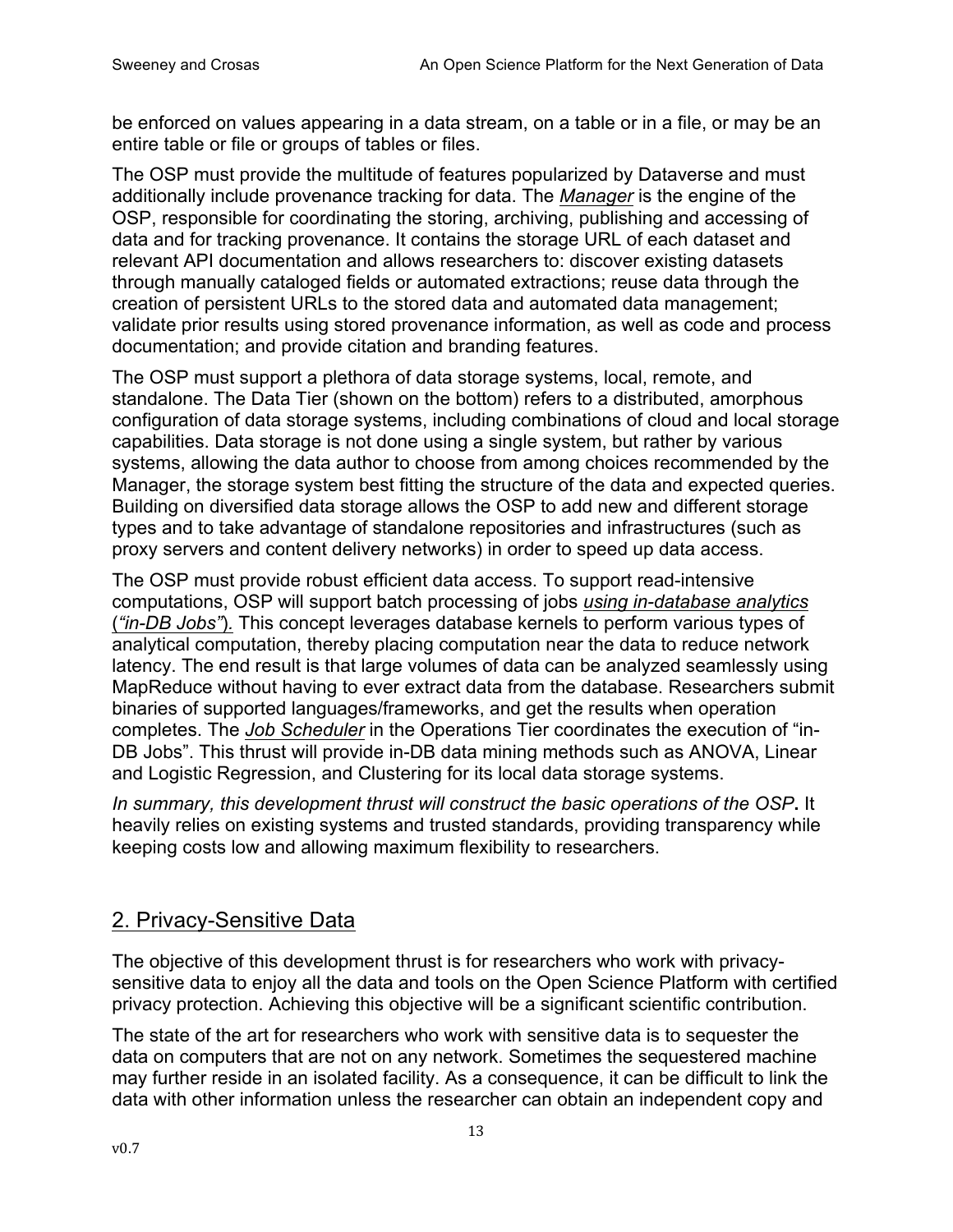be enforced on values appearing in a data stream, on a table or in a file, or may be an entire table or file or groups of tables or files.

The OSP must provide the multitude of features popularized by Dataverse and must additionally include provenance tracking for data. The *Manager* is the engine of the OSP, responsible for coordinating the storing, archiving, publishing and accessing of data and for tracking provenance. It contains the storage URL of each dataset and relevant API documentation and allows researchers to: discover existing datasets through manually cataloged fields or automated extractions; reuse data through the creation of persistent URLs to the stored data and automated data management; validate prior results using stored provenance information, as well as code and process documentation; and provide citation and branding features.

The OSP must support a plethora of data storage systems, local, remote, and standalone. The Data Tier (shown on the bottom) refers to a distributed, amorphous configuration of data storage systems, including combinations of cloud and local storage capabilities. Data storage is not done using a single system, but rather by various systems, allowing the data author to choose from among choices recommended by the Manager, the storage system best fitting the structure of the data and expected queries. Building on diversified data storage allows the OSP to add new and different storage types and to take advantage of standalone repositories and infrastructures (such as proxy servers and content delivery networks) in order to speed up data access.

The OSP must provide robust efficient data access. To support read-intensive computations, OSP will support batch processing of jobs *using in-database analytics ("in-DB Jobs").* This concept leverages database kernels to perform various types of analytical computation, thereby placing computation near the data to reduce network latency. The end result is that large volumes of data can be analyzed seamlessly using MapReduce without having to ever extract data from the database. Researchers submit binaries of supported languages/frameworks, and get the results when operation completes. The *Job Scheduler* in the Operations Tier coordinates the execution of "in-DB Jobs". This thrust will provide in-DB data mining methods such as ANOVA, Linear and Logistic Regression, and Clustering for its local data storage systems.

*In summary, this development thrust will construct the basic operations of the OSP***.** It heavily relies on existing systems and trusted standards, providing transparency while keeping costs low and allowing maximum flexibility to researchers.

## 2. Privacy-Sensitive Data

The objective of this development thrust is for researchers who work with privacy-sensitive data to enjoy all the data and tools on the Open Science Platform with certified privacy protection. Achieving this objective will be a significant scientific contribution.

The state of the art for researchers who work with sensitive data is to sequester the data on computers that are not on any network. Sometimes the sequestered machine may further reside in an isolated facility. As a consequence, it can be difficult to link the data with other information unless the researcher can obtain an independent copy and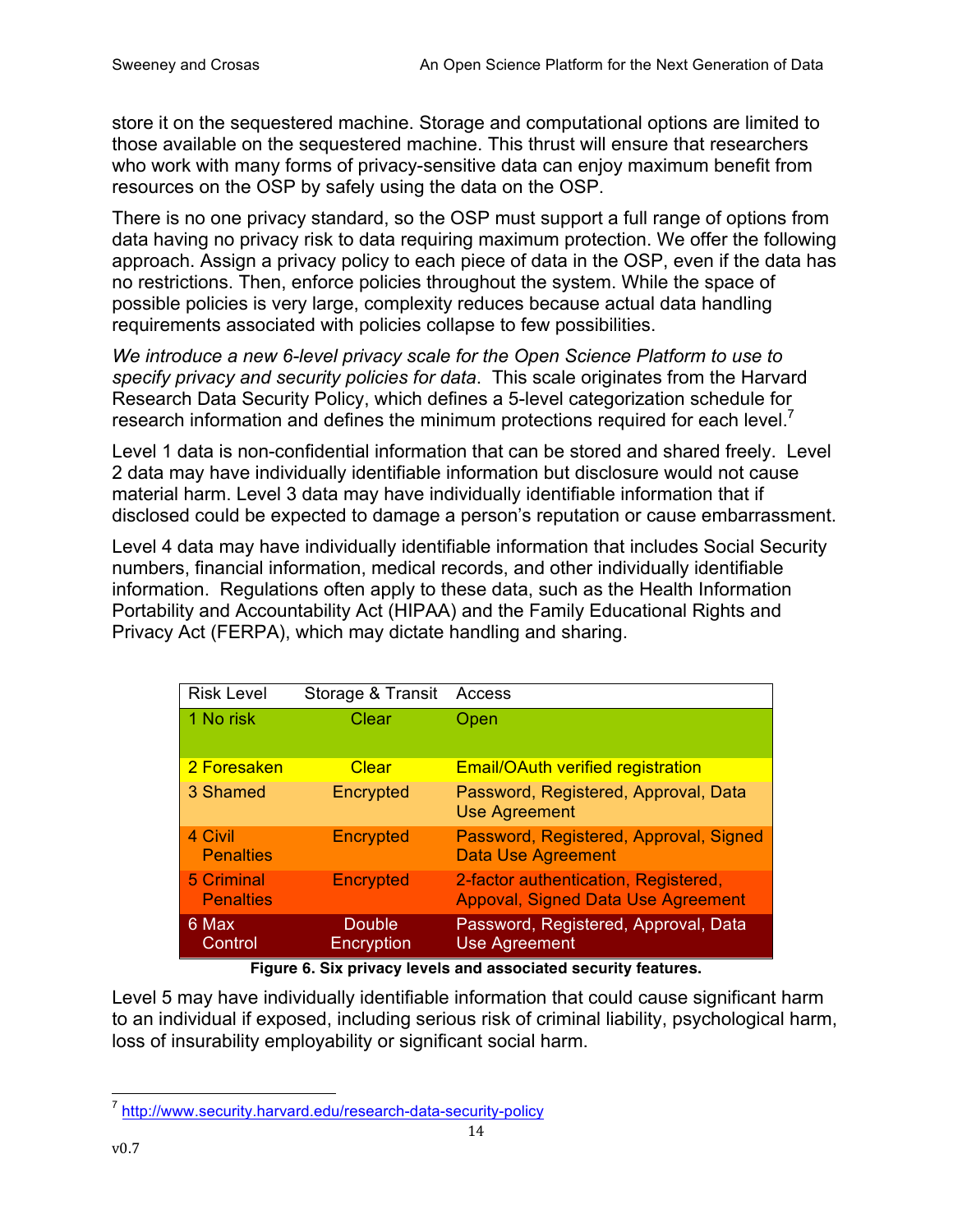store it on the sequestered machine. Storage and computational options are limited to those available on the sequestered machine. This thrust will ensure that researchers who work with many forms of privacy-sensitive data can enjoy maximum benefit from resources on the OSP by safely using the data on the OSP.

There is no one privacy standard, so the OSP must support a full range of options from data having no privacy risk to data requiring maximum protection. We offer the following approach. Assign a privacy policy to each piece of data in the OSP, even if the data has no restrictions. Then, enforce policies throughout the system. While the space of possible policies is very large, complexity reduces because actual data handling requirements associated with policies collapse to few possibilities.

*We introduce a new 6-level privacy scale for the Open Science Platform to use to specify privacy and security policies for data*. This scale originates from the Harvard Research Data Security Policy, which defines a 5-level categorization schedule for research information and defines the minimum protections required for each level.[7]

Level 1 data is non-confidential information that can be stored and shared freely. Level 2 data may have individually identifiable information but disclosure would not cause material harm. Level 3 data may have individually identifiable information that if disclosed could be expected to damage a person's reputation or cause embarrassment.

Level 4 data may have individually identifiable information that includes Social Security numbers, financial information, medical records, and other individually identifiable information. Regulations often apply to these data, such as the Health Information Portability and Accountability Act (HIPAA) and the Family Educational Rights and Privacy Act (FERPA), which may dictate handling and sharing.

| Risk Level | Storage & Transit | Access |
|---|---|---|
| 1 No risk | Clear | Open |
| 2 Foresaken | Clear | Email/OAuth verified registration |
| 3 Shamed | Encrypted | Password, Registered, Approval, Data Use Agreement |
| 4 Civil Penalties | Encrypted | Password, Registered, Approval, Signed Data Use Agreement |
| 5 Criminal Penalties | Encrypted | 2-factor authentication, Registered, Appoval, Signed Data Use Agreement |
| 6 Max Control | Double Encryption | Password, Registered, Approval, Data Use Agreement |

**Figure 6. Six privacy levels and associated security features.**

Level 5 may have individually identifiable information that could cause significant harm to an individual if exposed, including serious risk of criminal liability, psychological harm, loss of insurability employability or significant social harm.

[7] http://www.security.harvard.edu/research-data-security-policy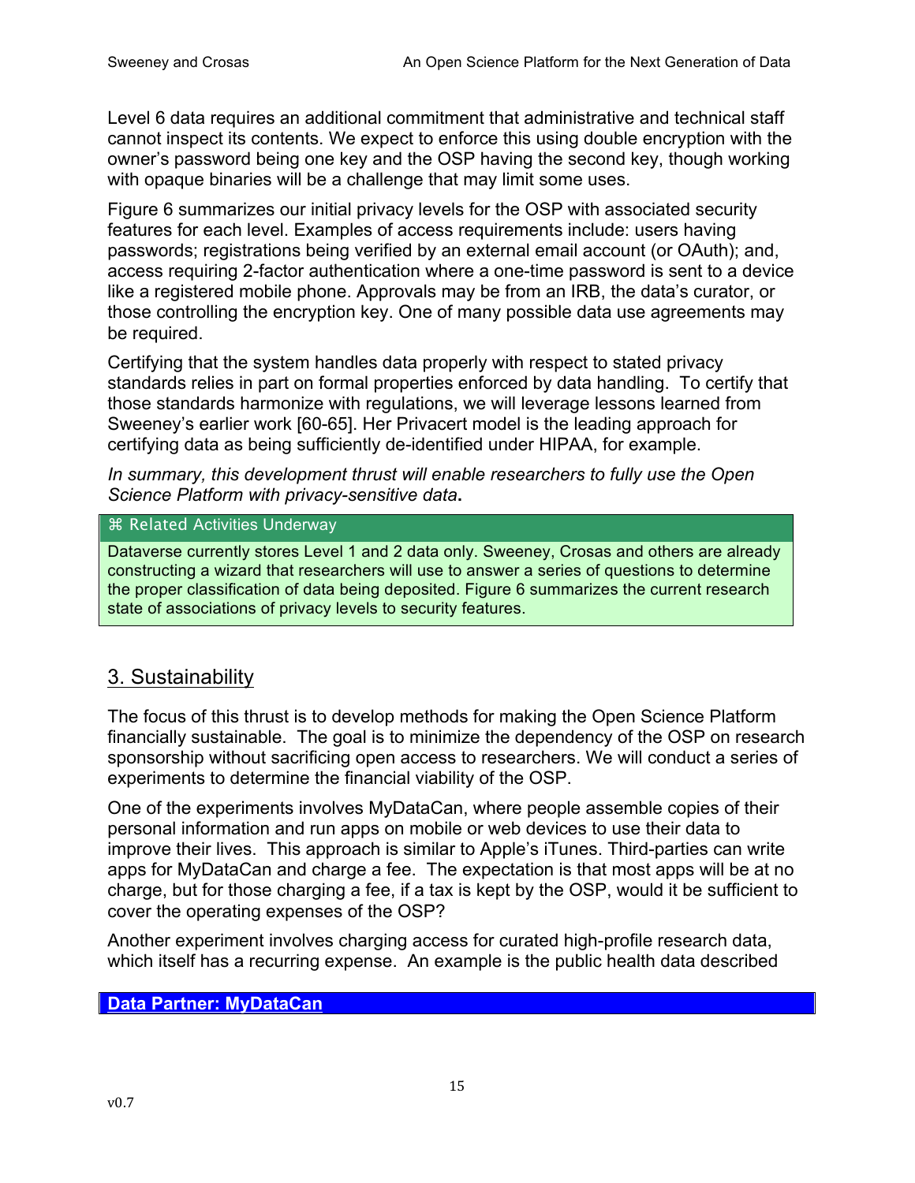Level 6 data requires an additional commitment that administrative and technical staff cannot inspect its contents. We expect to enforce this using double encryption with the owner's password being one key and the OSP having the second key, though working with opaque binaries will be a challenge that may limit some uses.

Figure 6 summarizes our initial privacy levels for the OSP with associated security features for each level. Examples of access requirements include: users having passwords; registrations being verified by an external email account (or OAuth); and, access requiring 2-factor authentication where a one-time password is sent to a device like a registered mobile phone. Approvals may be from an IRB, the data's curator, or those controlling the encryption key. One of many possible data use agreements may be required.

Certifying that the system handles data properly with respect to stated privacy standards relies in part on formal properties enforced by data handling. To certify that those standards harmonize with regulations, we will leverage lessons learned from Sweeney's earlier work [60-65]. Her Privacert model is the leading approach for certifying data as being sufficiently de-identified under HIPAA, for example.

*In summary, this development thrust will enable researchers to fully use the Open Science Platform with privacy-sensitive data***.**

**⌘ Related Activities Underway**

Dataverse currently stores Level 1 and 2 data only. Sweeney, Crosas and others are already constructing a wizard that researchers will use to answer a series of questions to determine the proper classification of data being deposited. Figure 6 summarizes the current research state of associations of privacy levels to security features.

## 3. Sustainability

The focus of this thrust is to develop methods for making the Open Science Platform financially sustainable. The goal is to minimize the dependency of the OSP on research sponsorship without sacrificing open access to researchers. We will conduct a series of experiments to determine the financial viability of the OSP.

One of the experiments involves MyDataCan, where people assemble copies of their personal information and run apps on mobile or web devices to use their data to improve their lives. This approach is similar to Apple's iTunes. Third-parties can write apps for MyDataCan and charge a fee. The expectation is that most apps will be at no charge, but for those charging a fee, if a tax is kept by the OSP, would it be sufficient to cover the operating expenses of the OSP?

Another experiment involves charging access for curated high-profile research data, which itself has a recurring expense. An example is the public health data described

**Data Partner: MyDataCan**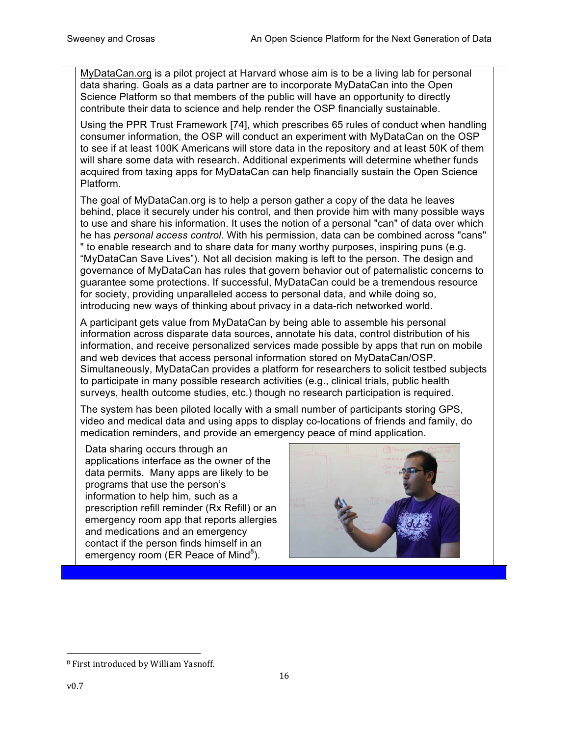MyDataCan.org is a pilot project at Harvard whose aim is to be a living lab for personal data sharing. Goals as a data partner are to incorporate MyDataCan into the Open Science Platform so that members of the public will have an opportunity to directly contribute their data to science and help render the OSP financially sustainable.

Using the PPR Trust Framework [74], which prescribes 65 rules of conduct when handling consumer information, the OSP will conduct an experiment with MyDataCan on the OSP to see if at least 100K Americans will store data in the repository and at least 50K of them will share some data with research. Additional experiments will determine whether funds acquired from taxing apps for MyDataCan can help financially sustain the Open Science Platform.

The goal of MyDataCan.org is to help a person gather a copy of the data he leaves behind, place it securely under his control, and then provide him with many possible ways to use and share his information. It uses the notion of a personal "can" of data over which he has *personal access control*. With his permission, data can be combined across "cans" " to enable research and to share data for many worthy purposes, inspiring puns (e.g. "MyDataCan Save Lives"). Not all decision making is left to the person. The design and governance of MyDataCan has rules that govern behavior out of paternalistic concerns to guarantee some protections. If successful, MyDataCan could be a tremendous resource for society, providing unparalleled access to personal data, and while doing so, introducing new ways of thinking about privacy in a data-rich networked world.

A participant gets value from MyDataCan by being able to assemble his personal information across disparate data sources, annotate his data, control distribution of his information, and receive personalized services made possible by apps that run on mobile and web devices that access personal information stored on MyDataCan/OSP. Simultaneously, MyDataCan provides a platform for researchers to solicit testbed subjects to participate in many possible research activities (e.g., clinical trials, public health surveys, health outcome studies, etc.) though no research participation is required.

The system has been piloted locally with a small number of participants storing GPS, video and medical data and using apps to display co-locations of friends and family, do medication reminders, and provide an emergency peace of mind application.

Data sharing occurs through an applications interface as the owner of the data permits. Many apps are likely to be programs that use the person's information to help him, such as a prescription refill reminder (Rx Refill) or an emergency room app that reports allergies and medications and an emergency contact if the person finds himself in an emergency room (ER Peace of Mind[8]).

[8] First introduced by William Yasnoff.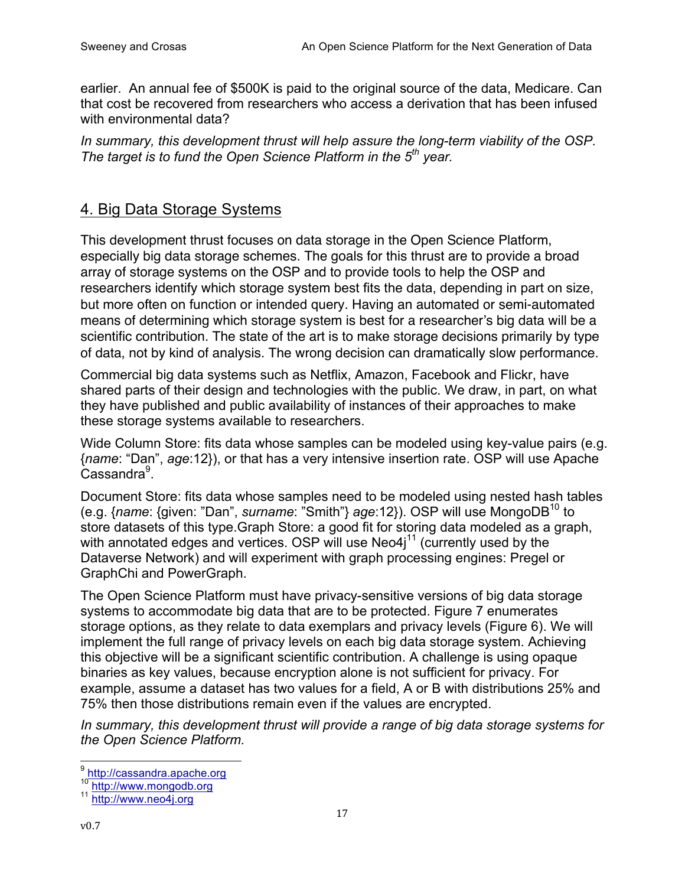earlier. An annual fee of $500K is paid to the original source of the data, Medicare. Can that cost be recovered from researchers who access a derivation that has been infused with environmental data?

*In summary, this development thrust will help assure the long-term viability of the OSP. The target is to fund the Open Science Platform in the 5th year.*

## 4. Big Data Storage Systems

This development thrust focuses on data storage in the Open Science Platform, especially big data storage schemes. The goals for this thrust are to provide a broad array of storage systems on the OSP and to provide tools to help the OSP and researchers identify which storage system best fits the data, depending in part on size, but more often on function or intended query. Having an automated or semi-automated means of determining which storage system is best for a researcher's big data will be a scientific contribution. The state of the art is to make storage decisions primarily by type of data, not by kind of analysis. The wrong decision can dramatically slow performance.

Commercial big data systems such as Netflix, Amazon, Facebook and Flickr, have shared parts of their design and technologies with the public. We draw, in part, on what they have published and public availability of instances of their approaches to make these storage systems available to researchers.

Wide Column Store: fits data whose samples can be modeled using key-value pairs (e.g. {*name*: "Dan", *age*:12}), or that has a very intensive insertion rate. OSP will use Apache Cassandra[9].

Document Store: fits data whose samples need to be modeled using nested hash tables (e.g. {*name*: {given: "Dan", *surname*: "Smith"} *age*:12}). OSP will use MongoDB[10] to store datasets of this type.Graph Store: a good fit for storing data modeled as a graph, with annotated edges and vertices. OSP will use Neo4j[11] (currently used by the Dataverse Network) and will experiment with graph processing engines: Pregel or GraphChi and PowerGraph.

The Open Science Platform must have privacy-sensitive versions of big data storage systems to accommodate big data that are to be protected. Figure 7 enumerates storage options, as they relate to data exemplars and privacy levels (Figure 6). We will implement the full range of privacy levels on each big data storage system. Achieving this objective will be a significant scientific contribution. A challenge is using opaque binaries as key values, because encryption alone is not sufficient for privacy. For example, assume a dataset has two values for a field, A or B with distributions 25% and 75% then those distributions remain even if the values are encrypted.

*In summary, this development thrust will provide a range of big data storage systems for the Open Science Platform.*

---

[9] http://cassandra.apache.org

[10] http://www.mongodb.org

[11] http://www.neo4j.org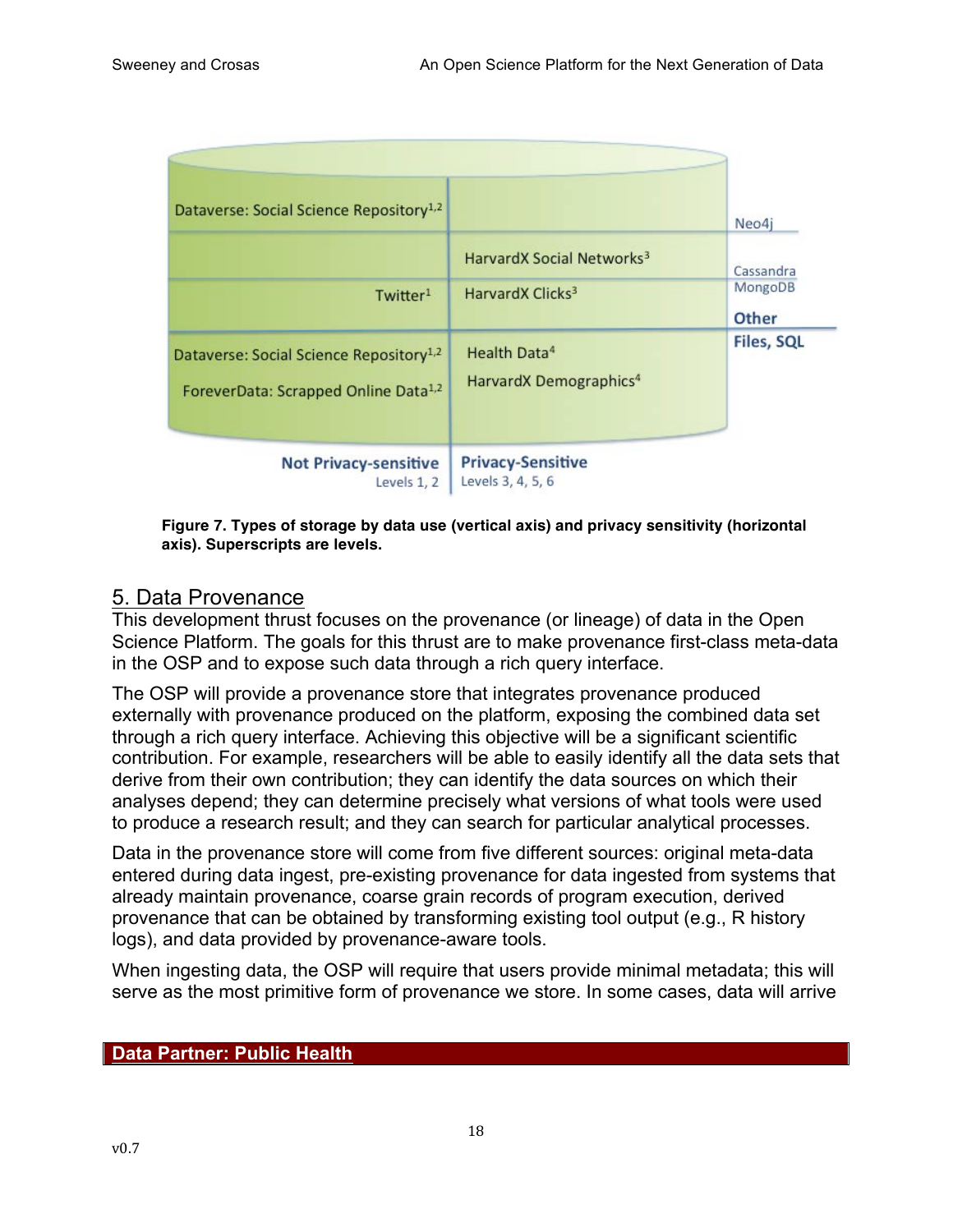Dataverse: Social Science Repository[1,2]

Neo4j

HarvardX Social Networks[3]

Cassandra
MongoDB

Twitter[1]

HarvardX Clicks[3]

Other

Files, SQL

Dataverse: Social Science Repository[1,2]

Health Data[4]

ForeverData: Scrapped Online Data[1,2]

HarvardX Demographics[4]

**Not Privacy-sensitive**
Levels 1, 2

**Privacy-Sensitive**
Levels 3, 4, 5, 6

**Figure 7. Types of storage by data use (vertical axis) and privacy sensitivity (horizontal axis). Superscripts are levels.**

## 5. Data Provenance

This development thrust focuses on the provenance (or lineage) of data in the Open Science Platform. The goals for this thrust are to make provenance first-class meta-data in the OSP and to expose such data through a rich query interface.

The OSP will provide a provenance store that integrates provenance produced externally with provenance produced on the platform, exposing the combined data set through a rich query interface. Achieving this objective will be a significant scientific contribution. For example, researchers will be able to easily identify all the data sets that derive from their own contribution; they can identify the data sources on which their analyses depend; they can determine precisely what versions of what tools were used to produce a research result; and they can search for particular analytical processes.

Data in the provenance store will come from five different sources: original meta-data entered during data ingest, pre-existing provenance for data ingested from systems that already maintain provenance, coarse grain records of program execution, derived provenance that can be obtained by transforming existing tool output (e.g., R history logs), and data provided by provenance-aware tools.

When ingesting data, the OSP will require that users provide minimal metadata; this will serve as the most primitive form of provenance we store. In some cases, data will arrive

**Data Partner: Public Health**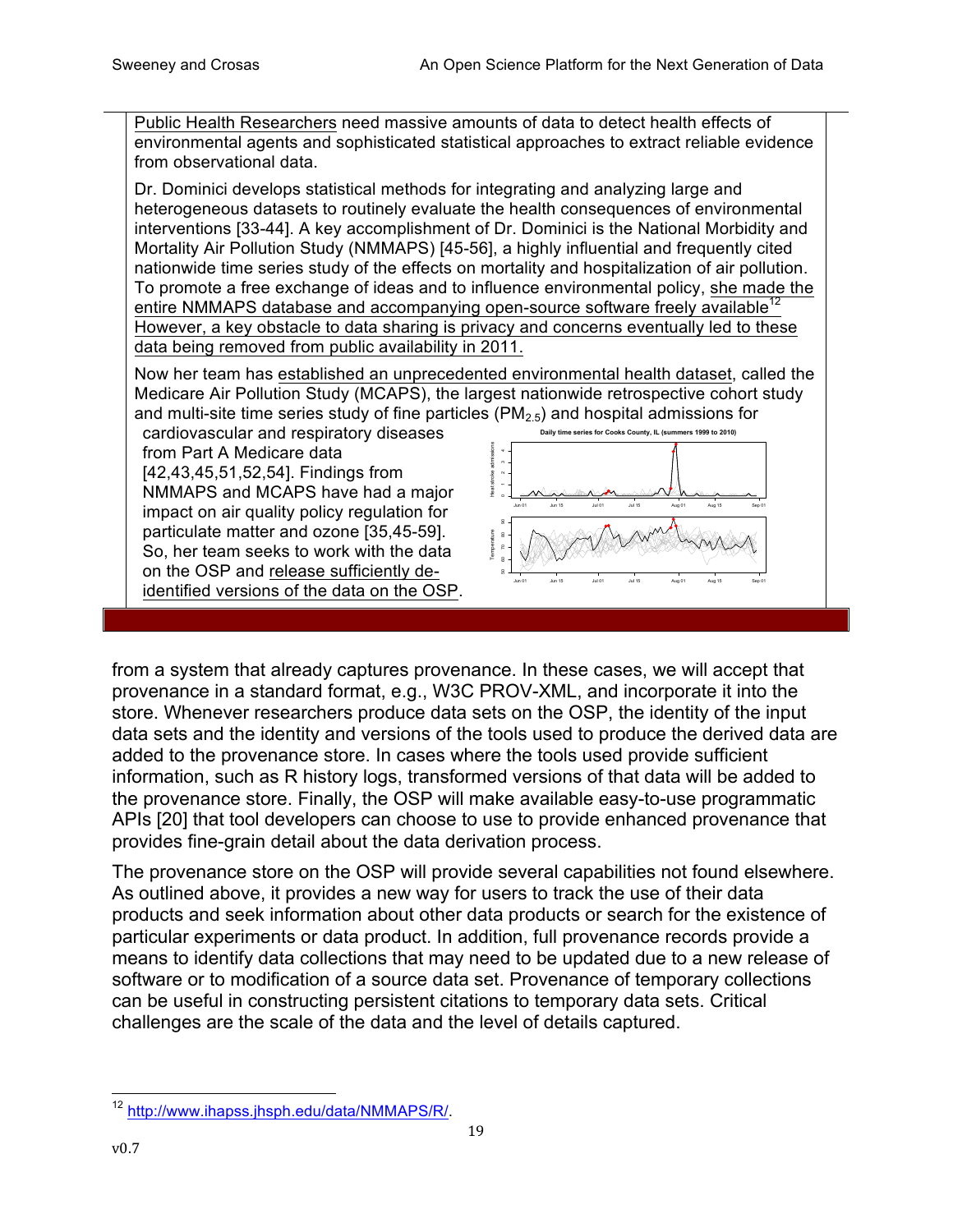Public Health Researchers need massive amounts of data to detect health effects of environmental agents and sophisticated statistical approaches to extract reliable evidence from observational data.

Dr. Dominici develops statistical methods for integrating and analyzing large and heterogeneous datasets to routinely evaluate the health consequences of environmental interventions [33-44]. A key accomplishment of Dr. Dominici is the National Morbidity and Mortality Air Pollution Study (NMMAPS) [45-56], a highly influential and frequently cited nationwide time series study of the effects on mortality and hospitalization of air pollution. To promote a free exchange of ideas and to influence environmental policy, she made the entire NMMAPS database and accompanying open-source software freely available[12] However, a key obstacle to data sharing is privacy and concerns eventually led to these data being removed from public availability in 2011.

Now her team has established an unprecedented environmental health dataset, called the Medicare Air Pollution Study (MCAPS), the largest nationwide retrospective cohort study and multi-site time series study of fine particles ($PM_{2.5}$) and hospital admissions for cardiovascular and respiratory diseases from Part A Medicare data [42,43,45,51,52,54]. Findings from NMMAPS and MCAPS have had a major impact on air quality policy regulation for particulate matter and ozone [35,45-59]. So, her team seeks to work with the data on the OSP and release sufficiently de-identified versions of the data on the OSP.

Daily time series for Cooks County, IL (summers 1999 to 2010)

from a system that already captures provenance. In these cases, we will accept that provenance in a standard format, e.g., W3C PROV-XML, and incorporate it into the store. Whenever researchers produce data sets on the OSP, the identity of the input data sets and the identity and versions of the tools used to produce the derived data are added to the provenance store. In cases where the tools used provide sufficient information, such as R history logs, transformed versions of that data will be added to the provenance store. Finally, the OSP will make available easy-to-use programmatic APIs [20] that tool developers can choose to use to provide enhanced provenance that provides fine-grain detail about the data derivation process.

The provenance store on the OSP will provide several capabilities not found elsewhere. As outlined above, it provides a new way for users to track the use of their data products and seek information about other data products or search for the existence of particular experiments or data product. In addition, full provenance records provide a means to identify data collections that may need to be updated due to a new release of software or to modification of a source data set. Provenance of temporary collections can be useful in constructing persistent citations to temporary data sets. Critical challenges are the scale of the data and the level of details captured.

[12] http://www.ihapss.jhsph.edu/data/NMMAPS/R/.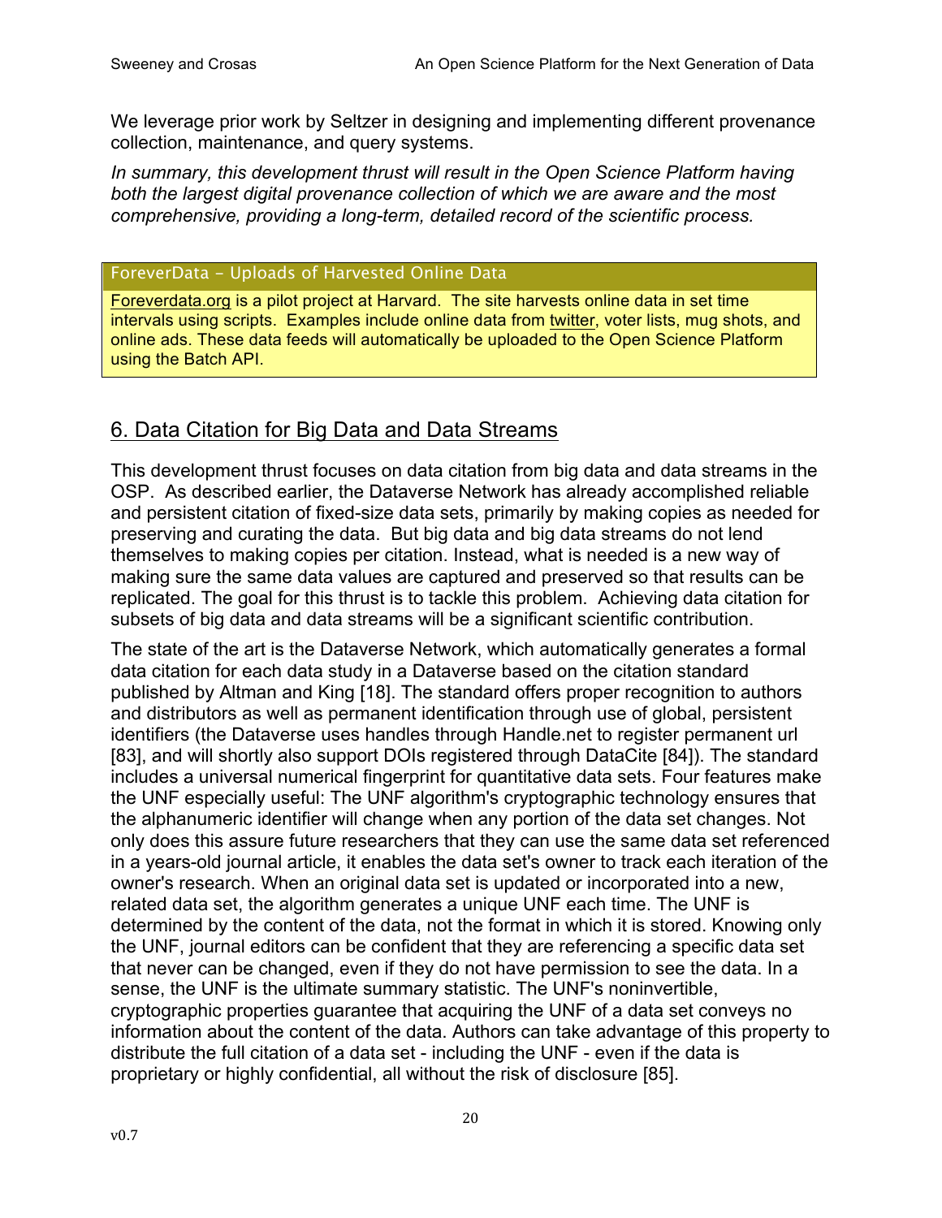We leverage prior work by Seltzer in designing and implementing different provenance collection, maintenance, and query systems.

*In summary, this development thrust will result in the Open Science Platform having both the largest digital provenance collection of which we are aware and the most comprehensive, providing a long-term, detailed record of the scientific process.*

**ForeverData – Uploads of Harvested Online Data**

Foreverdata.org is a pilot project at Harvard. The site harvests online data in set time intervals using scripts. Examples include online data from twitter, voter lists, mug shots, and online ads. These data feeds will automatically be uploaded to the Open Science Platform using the Batch API.

## 6. Data Citation for Big Data and Data Streams

This development thrust focuses on data citation from big data and data streams in the OSP. As described earlier, the Dataverse Network has already accomplished reliable and persistent citation of fixed-size data sets, primarily by making copies as needed for preserving and curating the data. But big data and big data streams do not lend themselves to making copies per citation. Instead, what is needed is a new way of making sure the same data values are captured and preserved so that results can be replicated. The goal for this thrust is to tackle this problem. Achieving data citation for subsets of big data and data streams will be a significant scientific contribution.

The state of the art is the Dataverse Network, which automatically generates a formal data citation for each data study in a Dataverse based on the citation standard published by Altman and King [18]. The standard offers proper recognition to authors and distributors as well as permanent identification through use of global, persistent identifiers (the Dataverse uses handles through Handle.net to register permanent url [83], and will shortly also support DOIs registered through DataCite [84]). The standard includes a universal numerical fingerprint for quantitative data sets. Four features make the UNF especially useful: The UNF algorithm's cryptographic technology ensures that the alphanumeric identifier will change when any portion of the data set changes. Not only does this assure future researchers that they can use the same data set referenced in a years-old journal article, it enables the data set's owner to track each iteration of the owner's research. When an original data set is updated or incorporated into a new, related data set, the algorithm generates a unique UNF each time. The UNF is determined by the content of the data, not the format in which it is stored. Knowing only the UNF, journal editors can be confident that they are referencing a specific data set that never can be changed, even if they do not have permission to see the data. In a sense, the UNF is the ultimate summary statistic. The UNF's noninvertible, cryptographic properties guarantee that acquiring the UNF of a data set conveys no information about the content of the data. Authors can take advantage of this property to distribute the full citation of a data set - including the UNF - even if the data is proprietary or highly confidential, all without the risk of disclosure [85].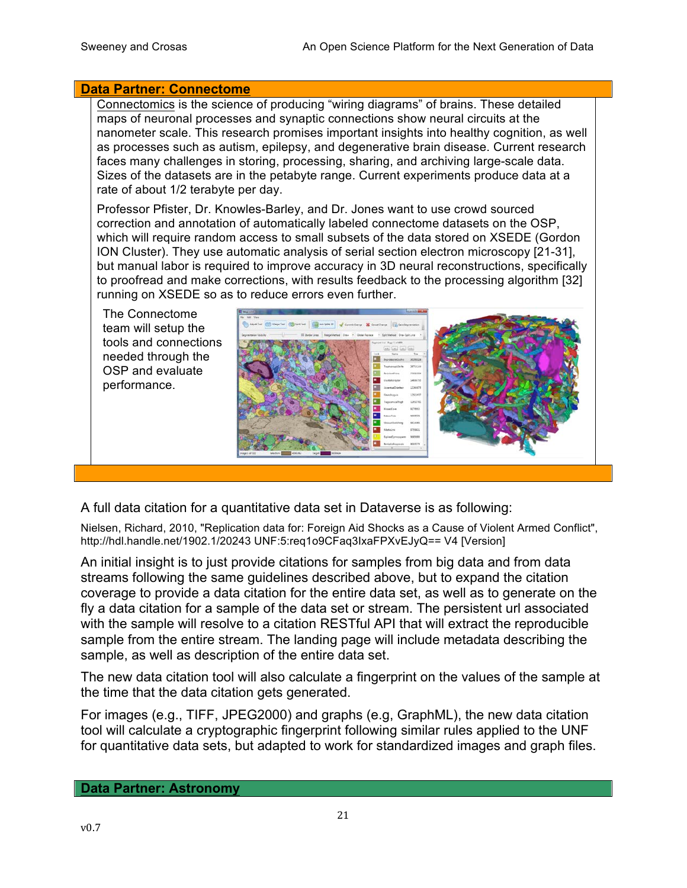## Data Partner: Connectome

Connectomics is the science of producing "wiring diagrams" of brains. These detailed maps of neuronal processes and synaptic connections show neural circuits at the nanometer scale. This research promises important insights into healthy cognition, as well as processes such as autism, epilepsy, and degenerative brain disease. Current research faces many challenges in storing, processing, sharing, and archiving large-scale data. Sizes of the datasets are in the petabyte range. Current experiments produce data at a rate of about 1/2 terabyte per day.

Professor Pfister, Dr. Knowles-Barley, and Dr. Jones want to use crowd sourced correction and annotation of automatically labeled connectome datasets on the OSP, which will require random access to small subsets of the data stored on XSEDE (Gordon ION Cluster). They use automatic analysis of serial section electron microscopy [21-31], but manual labor is required to improve accuracy in 3D neural reconstructions, specifically to proofread and make corrections, with results feedback to the processing algorithm [32] running on XSEDE so as to reduce errors even further.

The Connectome team will setup the tools and connections needed through the OSP and evaluate performance.

A full data citation for a quantitative data set in Dataverse is as following:

Nielsen, Richard, 2010, "Replication data for: Foreign Aid Shocks as a Cause of Violent Armed Conflict", http://hdl.handle.net/1902.1/20243 UNF:5:req1o9CFaq3IxaFPXvEJyQ== V4 [Version]

An initial insight is to just provide citations for samples from big data and from data streams following the same guidelines described above, but to expand the citation coverage to provide a data citation for the entire data set, as well as to generate on the fly a data citation for a sample of the data set or stream. The persistent url associated with the sample will resolve to a citation RESTful API that will extract the reproducible sample from the entire stream. The landing page will include metadata describing the sample, as well as description of the entire data set.

The new data citation tool will also calculate a fingerprint on the values of the sample at the time that the data citation gets generated.

For images (e.g., TIFF, JPEG2000) and graphs (e.g, GraphML), the new data citation tool will calculate a cryptographic fingerprint following similar rules applied to the UNF for quantitative data sets, but adapted to work for standardized images and graph files.

## Data Partner: Astronomy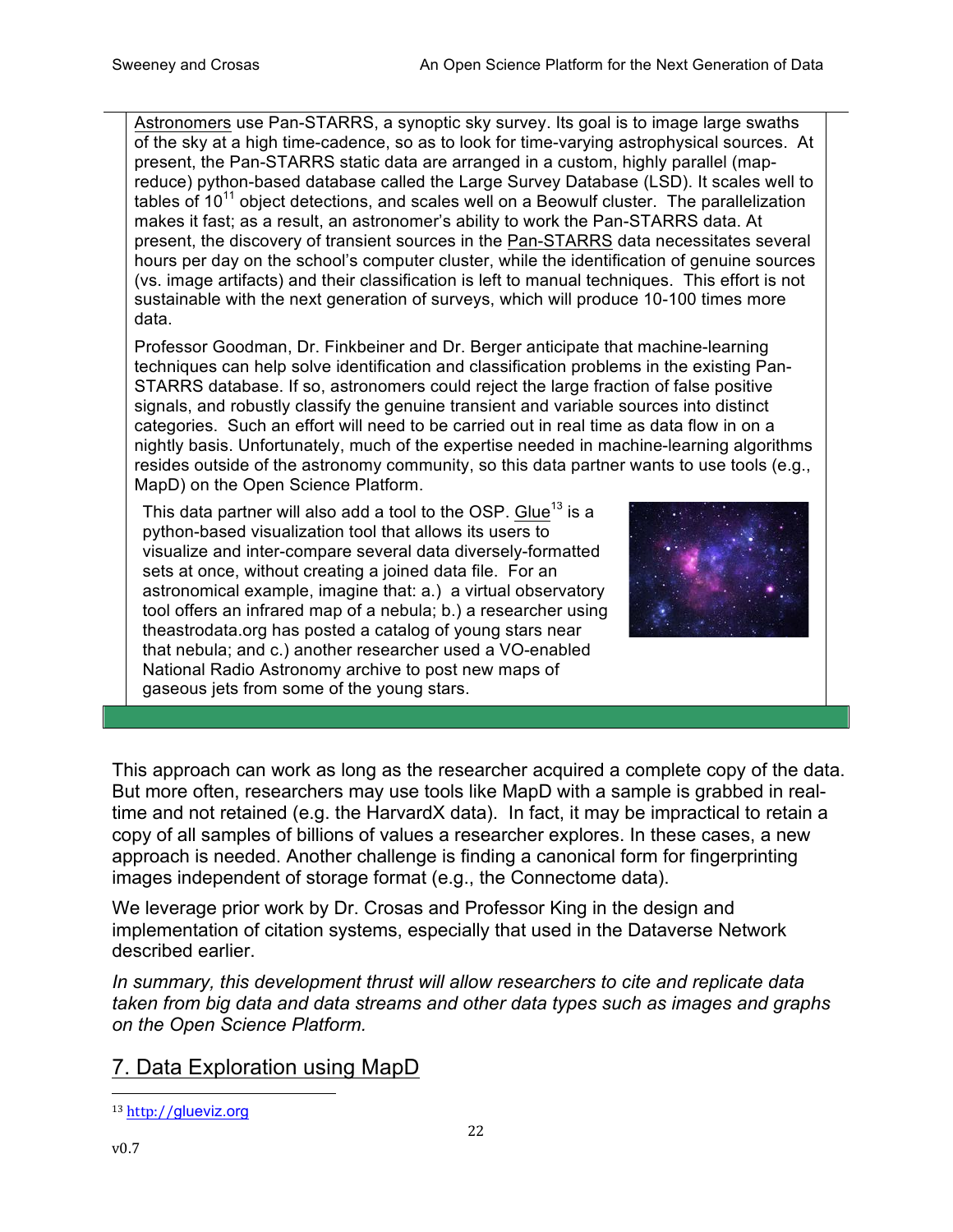Astronomers use Pan-STARRS, a synoptic sky survey. Its goal is to image large swaths of the sky at a high time-cadence, so as to look for time-varying astrophysical sources. At present, the Pan-STARRS static data are arranged in a custom, highly parallel (map-reduce) python-based database called the Large Survey Database (LSD). It scales well to tables of $10^{11}$ object detections, and scales well on a Beowulf cluster. The parallelization makes it fast; as a result, an astronomer's ability to work the Pan-STARRS data. At present, the discovery of transient sources in the Pan-STARRS data necessitates several hours per day on the school's computer cluster, while the identification of genuine sources (vs. image artifacts) and their classification is left to manual techniques. This effort is not sustainable with the next generation of surveys, which will produce 10-100 times more data.

Professor Goodman, Dr. Finkbeiner and Dr. Berger anticipate that machine-learning techniques can help solve identification and classification problems in the existing Pan-STARRS database. If so, astronomers could reject the large fraction of false positive signals, and robustly classify the genuine transient and variable sources into distinct categories. Such an effort will need to be carried out in real time as data flow in on a nightly basis. Unfortunately, much of the expertise needed in machine-learning algorithms resides outside of the astronomy community, so this data partner wants to use tools (e.g., MapD) on the Open Science Platform.

This data partner will also add a tool to the OSP. Glue[13] is a python-based visualization tool that allows its users to visualize and inter-compare several data diversely-formatted sets at once, without creating a joined data file. For an astronomical example, imagine that: a.) a virtual observatory tool offers an infrared map of a nebula; b.) a researcher using theastrodata.org has posted a catalog of young stars near that nebula; and c.) another researcher used a VO-enabled National Radio Astronomy archive to post new maps of gaseous jets from some of the young stars.

This approach can work as long as the researcher acquired a complete copy of the data. But more often, researchers may use tools like MapD with a sample is grabbed in real-time and not retained (e.g. the HarvardX data). In fact, it may be impractical to retain a copy of all samples of billions of values a researcher explores. In these cases, a new approach is needed. Another challenge is finding a canonical form for fingerprinting images independent of storage format (e.g., the Connectome data).

We leverage prior work by Dr. Crosas and Professor King in the design and implementation of citation systems, especially that used in the Dataverse Network described earlier.

*In summary, this development thrust will allow researchers to cite and replicate data taken from big data and data streams and other data types such as images and graphs on the Open Science Platform.*

## 7. Data Exploration using MapD

[13] http://glueviz.org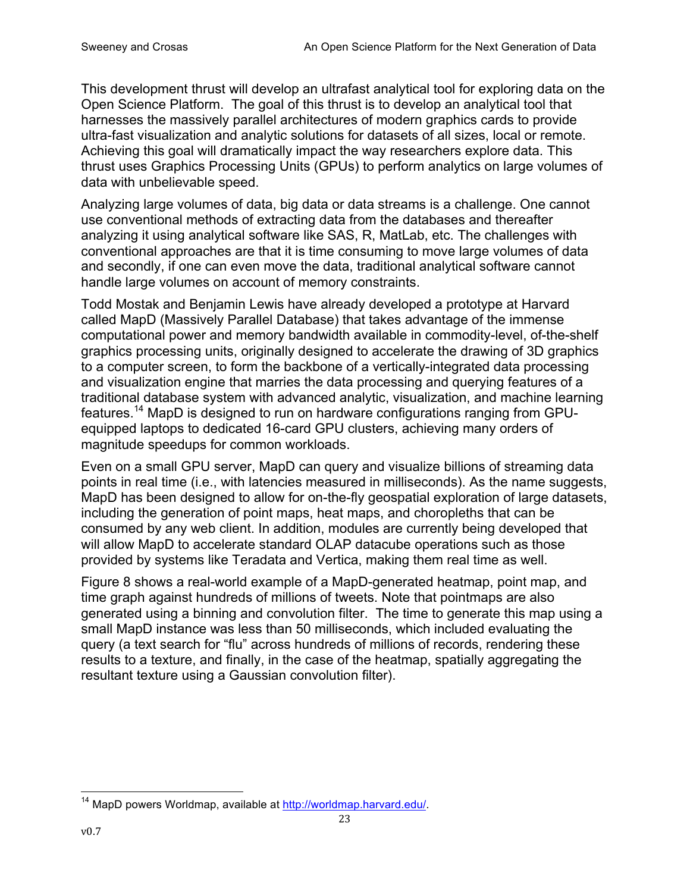This development thrust will develop an ultrafast analytical tool for exploring data on the Open Science Platform. The goal of this thrust is to develop an analytical tool that harnesses the massively parallel architectures of modern graphics cards to provide ultra-fast visualization and analytic solutions for datasets of all sizes, local or remote. Achieving this goal will dramatically impact the way researchers explore data. This thrust uses Graphics Processing Units (GPUs) to perform analytics on large volumes of data with unbelievable speed.

Analyzing large volumes of data, big data or data streams is a challenge. One cannot use conventional methods of extracting data from the databases and thereafter analyzing it using analytical software like SAS, R, MatLab, etc. The challenges with conventional approaches are that it is time consuming to move large volumes of data and secondly, if one can even move the data, traditional analytical software cannot handle large volumes on account of memory constraints.

Todd Mostak and Benjamin Lewis have already developed a prototype at Harvard called MapD (Massively Parallel Database) that takes advantage of the immense computational power and memory bandwidth available in commodity-level, of-the-shelf graphics processing units, originally designed to accelerate the drawing of 3D graphics to a computer screen, to form the backbone of a vertically-integrated data processing and visualization engine that marries the data processing and querying features of a traditional database system with advanced analytic, visualization, and machine learning features.[14] MapD is designed to run on hardware configurations ranging from GPU-equipped laptops to dedicated 16-card GPU clusters, achieving many orders of magnitude speedups for common workloads.

Even on a small GPU server, MapD can query and visualize billions of streaming data points in real time (i.e., with latencies measured in milliseconds). As the name suggests, MapD has been designed to allow for on-the-fly geospatial exploration of large datasets, including the generation of point maps, heat maps, and choropleths that can be consumed by any web client. In addition, modules are currently being developed that will allow MapD to accelerate standard OLAP datacube operations such as those provided by systems like Teradata and Vertica, making them real time as well.

Figure 8 shows a real-world example of a MapD-generated heatmap, point map, and time graph against hundreds of millions of tweets. Note that pointmaps are also generated using a binning and convolution filter. The time to generate this map using a small MapD instance was less than 50 milliseconds, which included evaluating the query (a text search for "flu" across hundreds of millions of records, rendering these results to a texture, and finally, in the case of the heatmap, spatially aggregating the resultant texture using a Gaussian convolution filter).

[14] MapD powers Worldmap, available at http://worldmap.harvard.edu/.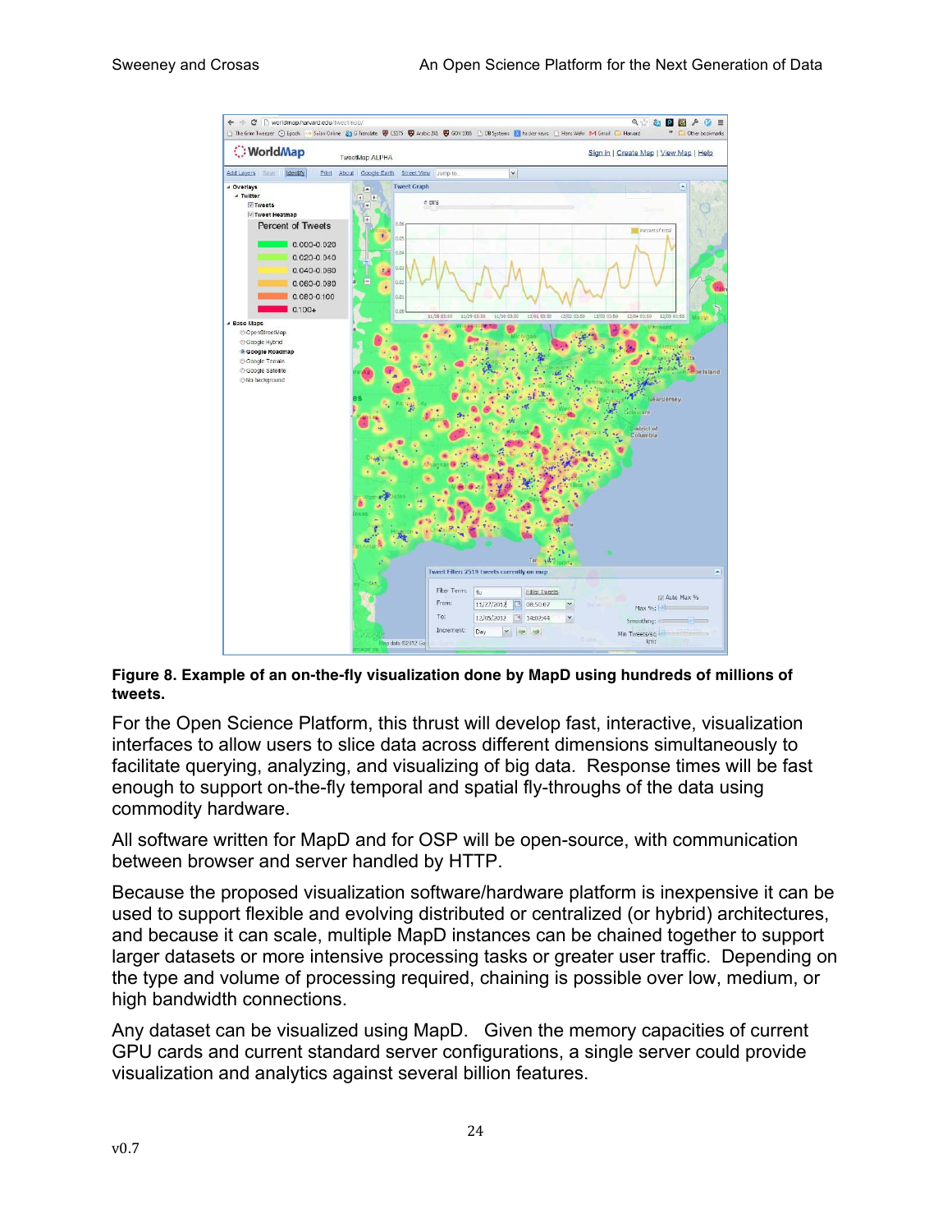**Figure 8. Example of an on-the-fly visualization done by MapD using hundreds of millions of tweets.**

For the Open Science Platform, this thrust will develop fast, interactive, visualization interfaces to allow users to slice data across different dimensions simultaneously to facilitate querying, analyzing, and visualizing of big data. Response times will be fast enough to support on-the-fly temporal and spatial fly-throughs of the data using commodity hardware.

All software written for MapD and for OSP will be open-source, with communication between browser and server handled by HTTP.

Because the proposed visualization software/hardware platform is inexpensive it can be used to support flexible and evolving distributed or centralized (or hybrid) architectures, and because it can scale, multiple MapD instances can be chained together to support larger datasets or more intensive processing tasks or greater user traffic. Depending on the type and volume of processing required, chaining is possible over low, medium, or high bandwidth connections.

Any dataset can be visualized using MapD. Given the memory capacities of current GPU cards and current standard server configurations, a single server could provide visualization and analytics against several billion features.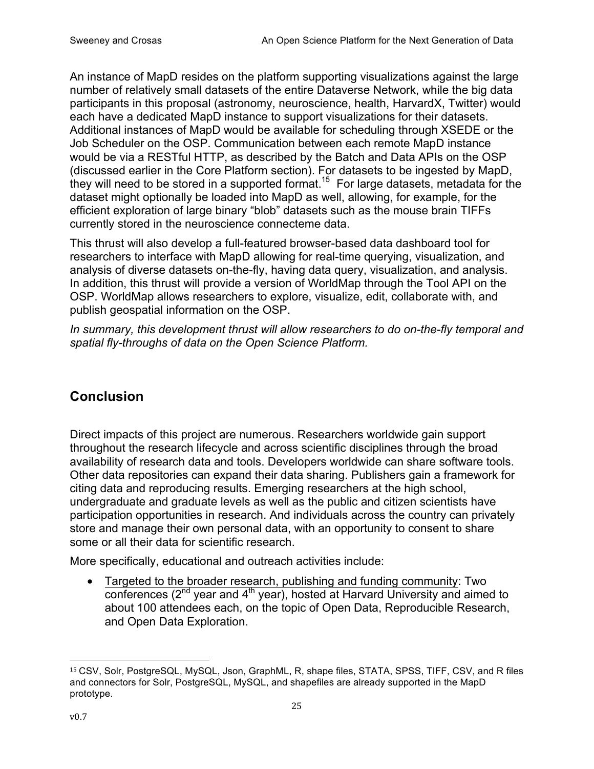An instance of MapD resides on the platform supporting visualizations against the large number of relatively small datasets of the entire Dataverse Network, while the big data participants in this proposal (astronomy, neuroscience, health, HarvardX, Twitter) would each have a dedicated MapD instance to support visualizations for their datasets. Additional instances of MapD would be available for scheduling through XSEDE or the Job Scheduler on the OSP. Communication between each remote MapD instance would be via a RESTful HTTP, as described by the Batch and Data APIs on the OSP (discussed earlier in the Core Platform section). For datasets to be ingested by MapD, they will need to be stored in a supported format.[15] For large datasets, metadata for the dataset might optionally be loaded into MapD as well, allowing, for example, for the efficient exploration of large binary "blob" datasets such as the mouse brain TIFFs currently stored in the neuroscience connecteme data.

This thrust will also develop a full-featured browser-based data dashboard tool for researchers to interface with MapD allowing for real-time querying, visualization, and analysis of diverse datasets on-the-fly, having data query, visualization, and analysis. In addition, this thrust will provide a version of WorldMap through the Tool API on the OSP. WorldMap allows researchers to explore, visualize, edit, collaborate with, and publish geospatial information on the OSP.

*In summary, this development thrust will allow researchers to do on-the-fly temporal and spatial fly-throughs of data on the Open Science Platform.*

## Conclusion

Direct impacts of this project are numerous. Researchers worldwide gain support throughout the research lifecycle and across scientific disciplines through the broad availability of research data and tools. Developers worldwide can share software tools. Other data repositories can expand their data sharing. Publishers gain a framework for citing data and reproducing results. Emerging researchers at the high school, undergraduate and graduate levels as well as the public and citizen scientists have participation opportunities in research. And individuals across the country can privately store and manage their own personal data, with an opportunity to consent to share some or all their data for scientific research.

More specifically, educational and outreach activities include:

- <u>Targeted to the broader research, publishing and funding community</u>: Two conferences (2nd year and 4th year), hosted at Harvard University and aimed to about 100 attendees each, on the topic of Open Data, Reproducible Research, and Open Data Exploration.

---

[15] CSV, Solr, PostgreSQL, MySQL, Json, GraphML, R, shape files, STATA, SPSS, TIFF, CSV, and R files and connectors for Solr, PostgreSQL, MySQL, and shapefiles are already supported in the MapD prototype.

v0.7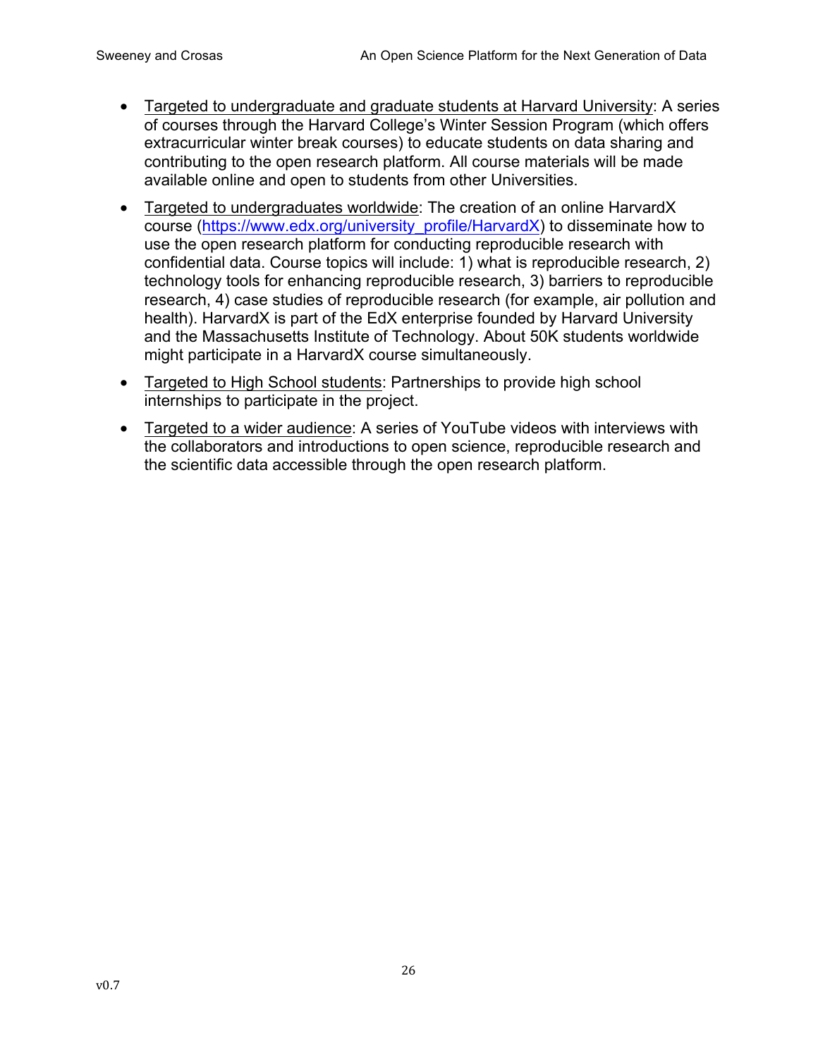- Targeted to undergraduate and graduate students at Harvard University: A series of courses through the Harvard College's Winter Session Program (which offers extracurricular winter break courses) to educate students on data sharing and contributing to the open research platform. All course materials will be made available online and open to students from other Universities.
- Targeted to undergraduates worldwide: The creation of an online HarvardX course (https://www.edx.org/university_profile/HarvardX) to disseminate how to use the open research platform for conducting reproducible research with confidential data. Course topics will include: 1) what is reproducible research, 2) technology tools for enhancing reproducible research, 3) barriers to reproducible research, 4) case studies of reproducible research (for example, air pollution and health). HarvardX is part of the EdX enterprise founded by Harvard University and the Massachusetts Institute of Technology. About 50K students worldwide might participate in a HarvardX course simultaneously.
- Targeted to High School students: Partnerships to provide high school internships to participate in the project.
- Targeted to a wider audience: A series of YouTube videos with interviews with the collaborators and introductions to open science, reproducible research and the scientific data accessible through the open research platform.

v0.7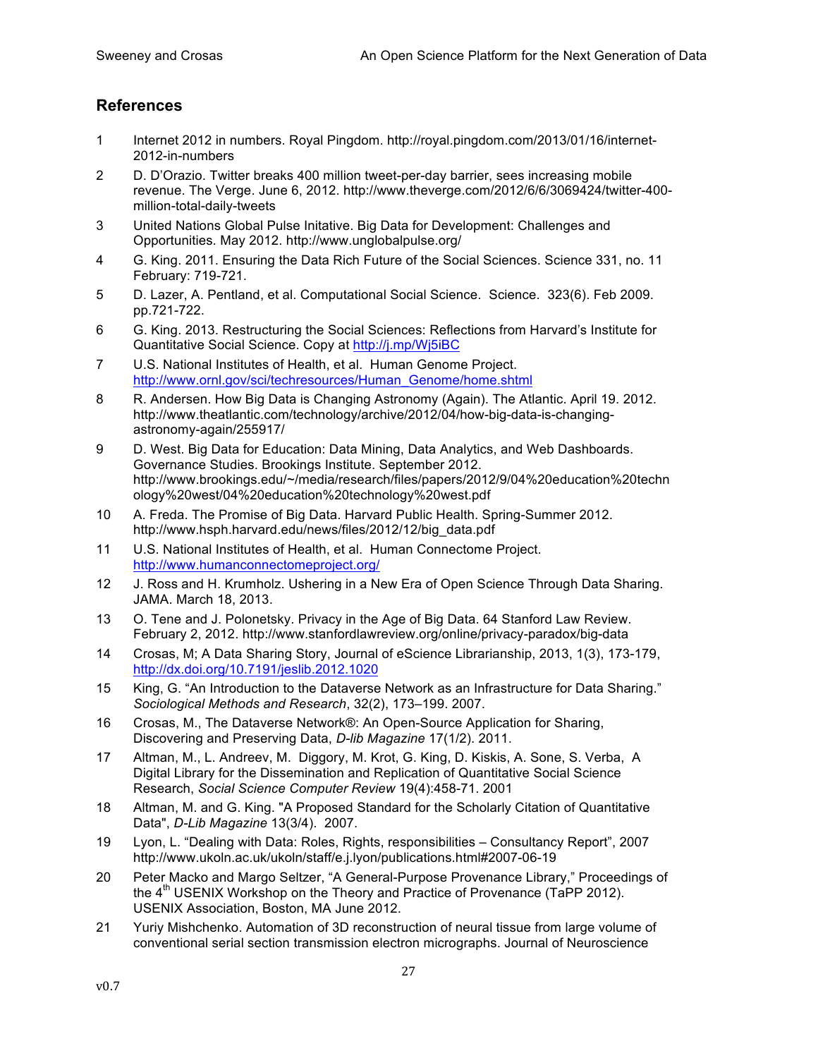## References

1. Internet 2012 in numbers. Royal Pingdom. http://royal.pingdom.com/2013/01/16/internet-2012-in-numbers
2. D. D'Orazio. Twitter breaks 400 million tweet-per-day barrier, sees increasing mobile revenue. The Verge. June 6, 2012. http://www.theverge.com/2012/6/6/3069424/twitter-400-million-total-daily-tweets
3. United Nations Global Pulse Initative. Big Data for Development: Challenges and Opportunities. May 2012. http://www.unglobalpulse.org/
4. G. King. 2011. Ensuring the Data Rich Future of the Social Sciences. Science 331, no. 11 February: 719-721.
5. D. Lazer, A. Pentland, et al. Computational Social Science. Science. 323(6). Feb 2009. pp.721-722.
6. G. King. 2013. Restructuring the Social Sciences: Reflections from Harvard's Institute for Quantitative Social Science. Copy at http://j.mp/Wj5iBC
7. U.S. National Institutes of Health, et al. Human Genome Project. http://www.ornl.gov/sci/techresources/Human_Genome/home.shtml
8. R. Andersen. How Big Data is Changing Astronomy (Again). The Atlantic. April 19. 2012. http://www.theatlantic.com/technology/archive/2012/04/how-big-data-is-changing-astronomy-again/255917/
9. D. West. Big Data for Education: Data Mining, Data Analytics, and Web Dashboards. Governance Studies. Brookings Institute. September 2012. http://www.brookings.edu/~/media/research/files/papers/2012/9/04%20education%20technology%20west/04%20education%20technology%20west.pdf
10. A. Freda. The Promise of Big Data. Harvard Public Health. Spring-Summer 2012. http://www.hsph.harvard.edu/news/files/2012/12/big_data.pdf
11. U.S. National Institutes of Health, et al. Human Connectome Project. http://www.humanconnectomeproject.org/
12. J. Ross and H. Krumholz. Ushering in a New Era of Open Science Through Data Sharing. JAMA. March 18, 2013.
13. O. Tene and J. Polonetsky. Privacy in the Age of Big Data. 64 Stanford Law Review. February 2, 2012. http://www.stanfordlawreview.org/online/privacy-paradox/big-data
14. Crosas, M; A Data Sharing Story, Journal of eScience Librarianship, 2013, 1(3), 173-179, http://dx.doi.org/10.7191/jeslib.2012.1020
15. King, G. "An Introduction to the Dataverse Network as an Infrastructure for Data Sharing." *Sociological Methods and Research*, 32(2), 173–199. 2007.
16. Crosas, M., The Dataverse Network®: An Open-Source Application for Sharing, Discovering and Preserving Data, *D-lib Magazine* 17(1/2). 2011.
17. Altman, M., L. Andreev, M. Diggory, M. Krot, G. King, D. Kiskis, A. Sone, S. Verba, A Digital Library for the Dissemination and Replication of Quantitative Social Science Research, *Social Science Computer Review* 19(4):458-71. 2001
18. Altman, M. and G. King. "A Proposed Standard for the Scholarly Citation of Quantitative Data", *D-Lib Magazine* 13(3/4). 2007.
19. Lyon, L. "Dealing with Data: Roles, Rights, responsibilities – Consultancy Report", 2007 http://www.ukoln.ac.uk/ukoln/staff/e.j.lyon/publications.html#2007-06-19
20. Peter Macko and Margo Seltzer, "A General-Purpose Provenance Library," Proceedings of the 4th USENIX Workshop on the Theory and Practice of Provenance (TaPP 2012). USENIX Association, Boston, MA June 2012.
21. Yuriy Mishchenko. Automation of 3D reconstruction of neural tissue from large volume of conventional serial section transmission electron micrographs. Journal of Neuroscience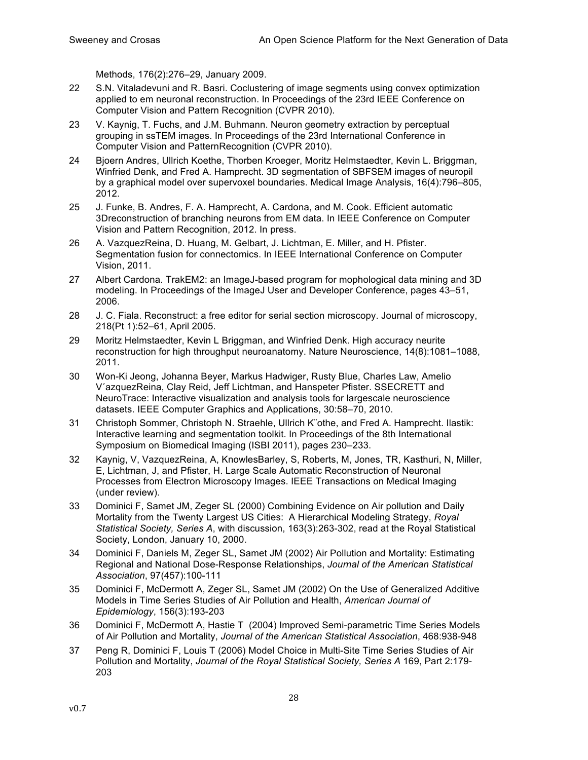Methods, 176(2):276–29, January 2009.

22 S.N. Vitaladevuni and R. Basri. Coclustering of image segments using convex optimization applied to em neuronal reconstruction. In Proceedings of the 23rd IEEE Conference on Computer Vision and Pattern Recognition (CVPR 2010).

23 V. Kaynig, T. Fuchs, and J.M. Buhmann. Neuron geometry extraction by perceptual grouping in ssTEM images. In Proceedings of the 23rd International Conference in Computer Vision and PatternRecognition (CVPR 2010).

24 Bjoern Andres, Ullrich Koethe, Thorben Kroeger, Moritz Helmstaedter, Kevin L. Briggman, Winfried Denk, and Fred A. Hamprecht. 3D segmentation of SBFSEM images of neuropil by a graphical model over supervoxel boundaries. Medical Image Analysis, 16(4):796–805, 2012.

25 J. Funke, B. Andres, F. A. Hamprecht, A. Cardona, and M. Cook. Efficient automatic 3Dreconstruction of branching neurons from EM data. In IEEE Conference on Computer Vision and Pattern Recognition, 2012. In press.

26 A. VazquezReina, D. Huang, M. Gelbart, J. Lichtman, E. Miller, and H. Pfister. Segmentation fusion for connectomics. In IEEE International Conference on Computer Vision, 2011.

27 Albert Cardona. TrakEM2: an ImageJ-based program for mophological data mining and 3D modeling. In Proceedings of the ImageJ User and Developer Conference, pages 43–51, 2006.

28 J. C. Fiala. Reconstruct: a free editor for serial section microscopy. Journal of microscopy, 218(Pt 1):52–61, April 2005.

29 Moritz Helmstaedter, Kevin L Briggman, and Winfried Denk. High accuracy neurite reconstruction for high throughput neuroanatomy. Nature Neuroscience, 14(8):1081–1088, 2011.

30 Won-Ki Jeong, Johanna Beyer, Markus Hadwiger, Rusty Blue, Charles Law, Amelio V´azquezReina, Clay Reid, Jeff Lichtman, and Hanspeter Pfister. SSECRETT and NeuroTrace: Interactive visualization and analysis tools for largescale neuroscience datasets. IEEE Computer Graphics and Applications, 30:58–70, 2010.

31 Christoph Sommer, Christoph N. Straehle, Ullrich K¨othe, and Fred A. Hamprecht. Ilastik: Interactive learning and segmentation toolkit. In Proceedings of the 8th International Symposium on Biomedical Imaging (ISBI 2011), pages 230–233.

32 Kaynig, V, VazquezReina, A, KnowlesBarley, S, Roberts, M, Jones, TR, Kasthuri, N, Miller, E, Lichtman, J, and Pfister, H. Large Scale Automatic Reconstruction of Neuronal Processes from Electron Microscopy Images. IEEE Transactions on Medical Imaging (under review).

33 Dominici F, Samet JM, Zeger SL (2000) Combining Evidence on Air pollution and Daily Mortality from the Twenty Largest US Cities: A Hierarchical Modeling Strategy, *Royal Statistical Society, Series A*, with discussion, 163(3):263-302, read at the Royal Statistical Society, London, January 10, 2000.

34 Dominici F, Daniels M, Zeger SL, Samet JM (2002) Air Pollution and Mortality: Estimating Regional and National Dose-Response Relationships, *Journal of the American Statistical Association*, 97(457):100-111

35 Dominici F, McDermott A, Zeger SL, Samet JM (2002) On the Use of Generalized Additive Models in Time Series Studies of Air Pollution and Health, *American Journal of Epidemiology*, 156(3):193-203

36 Dominici F, McDermott A, Hastie T (2004) Improved Semi-parametric Time Series Models of Air Pollution and Mortality, *Journal of the American Statistical Association*, 468:938-948

37 Peng R, Dominici F, Louis T (2006) Model Choice in Multi-Site Time Series Studies of Air Pollution and Mortality, *Journal of the Royal Statistical Society, Series A* 169, Part 2:179-203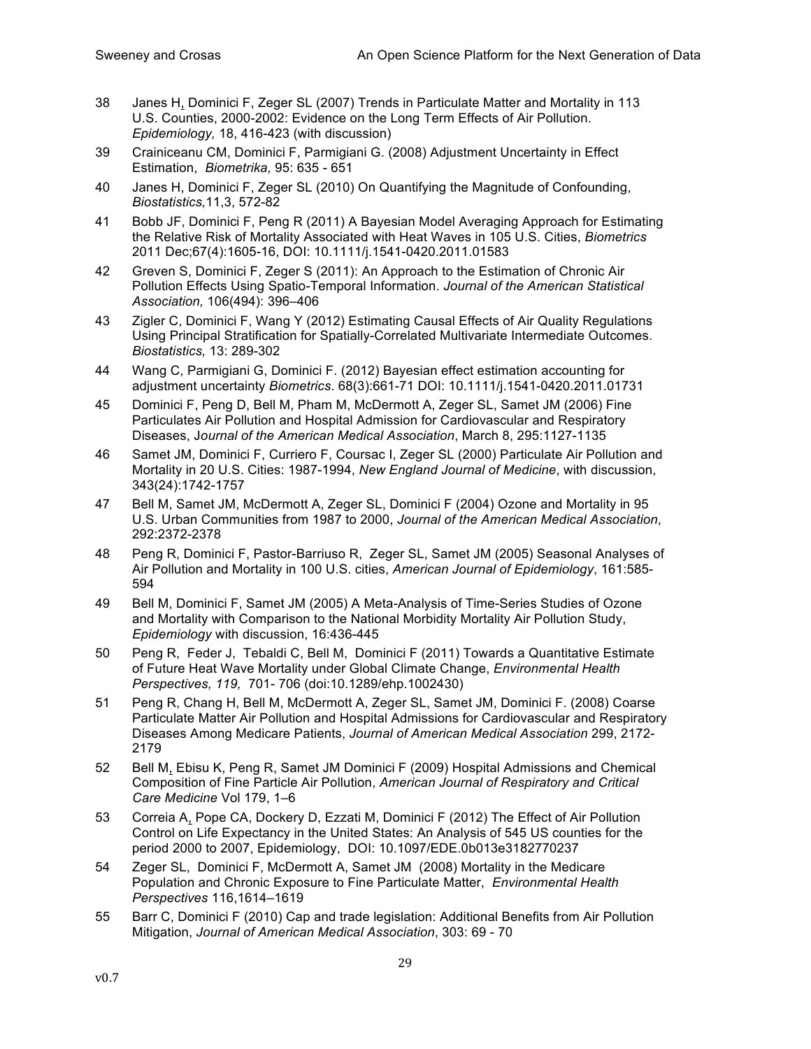38 Janes H, Dominici F, Zeger SL (2007) Trends in Particulate Matter and Mortality in 113 U.S. Counties, 2000-2002: Evidence on the Long Term Effects of Air Pollution. *Epidemiology,* 18, 416-423 (with discussion)

39 Crainiceanu CM, Dominici F, Parmigiani G. (2008) Adjustment Uncertainty in Effect Estimation, *Biometrika,* 95: 635 - 651

40 Janes H, Dominici F, Zeger SL (2010) On Quantifying the Magnitude of Confounding, *Biostatistics,*11,3, 572-82

41 Bobb JF, Dominici F, Peng R (2011) A Bayesian Model Averaging Approach for Estimating the Relative Risk of Mortality Associated with Heat Waves in 105 U.S. Cities, *Biometrics* 2011 Dec;67(4):1605-16, DOI: 10.1111/j.1541-0420.2011.01583

42 Greven S, Dominici F, Zeger S (2011): An Approach to the Estimation of Chronic Air Pollution Effects Using Spatio-Temporal Information. *Journal of the American Statistical Association,* 106(494): 396–406

43 Zigler C, Dominici F, Wang Y (2012) Estimating Causal Effects of Air Quality Regulations Using Principal Stratification for Spatially-Correlated Multivariate Intermediate Outcomes. *Biostatistics,* 13: 289-302

44 Wang C, Parmigiani G, Dominici F. (2012) Bayesian effect estimation accounting for adjustment uncertainty *Biometrics*. 68(3):661-71 DOI: 10.1111/j.1541-0420.2011.01731

45 Dominici F, Peng D, Bell M, Pham M, McDermott A, Zeger SL, Samet JM (2006) Fine Particulates Air Pollution and Hospital Admission for Cardiovascular and Respiratory Diseases, J*ournal of the American Medical Association*, March 8, 295:1127-1135

46 Samet JM, Dominici F, Curriero F, Coursac I, Zeger SL (2000) Particulate Air Pollution and Mortality in 20 U.S. Cities: 1987-1994, *New England Journal of Medicine*, with discussion, 343(24):1742-1757

47 Bell M, Samet JM, McDermott A, Zeger SL, Dominici F (2004) Ozone and Mortality in 95 U.S. Urban Communities from 1987 to 2000, *Journal of the American Medical Association*, 292:2372-2378

48 Peng R, Dominici F, Pastor-Barriuso R, Zeger SL, Samet JM (2005) Seasonal Analyses of Air Pollution and Mortality in 100 U.S. cities, *American Journal of Epidemiology*, 161:585-594

49 Bell M, Dominici F, Samet JM (2005) A Meta-Analysis of Time-Series Studies of Ozone and Mortality with Comparison to the National Morbidity Mortality Air Pollution Study, *Epidemiology* with discussion, 16:436-445

50 Peng R, Feder J, Tebaldi C, Bell M, Dominici F (2011) Towards a Quantitative Estimate of Future Heat Wave Mortality under Global Climate Change, *Environmental Health Perspectives, 119,* 701- 706 (doi:10.1289/ehp.1002430)

51 Peng R, Chang H, Bell M, McDermott A, Zeger SL, Samet JM, Dominici F. (2008) Coarse Particulate Matter Air Pollution and Hospital Admissions for Cardiovascular and Respiratory Diseases Among Medicare Patients, *Journal of American Medical Association* 299, 2172-2179

52 Bell M, Ebisu K, Peng R, Samet JM Dominici F (2009) Hospital Admissions and Chemical Composition of Fine Particle Air Pollution, *American Journal of Respiratory and Critical Care Medicine* Vol 179, 1–6

53 Correia A, Pope CA, Dockery D, Ezzati M, Dominici F (2012) The Effect of Air Pollution Control on Life Expectancy in the United States: An Analysis of 545 US counties for the period 2000 to 2007, Epidemiology, DOI: 10.1097/EDE.0b013e3182770237

54 Zeger SL, Dominici F, McDermott A, Samet JM (2008) Mortality in the Medicare Population and Chronic Exposure to Fine Particulate Matter, *Environmental Health Perspectives* 116,1614–1619

55 Barr C, Dominici F (2010) Cap and trade legislation: Additional Benefits from Air Pollution Mitigation, *Journal of American Medical Association*, 303: 69 - 70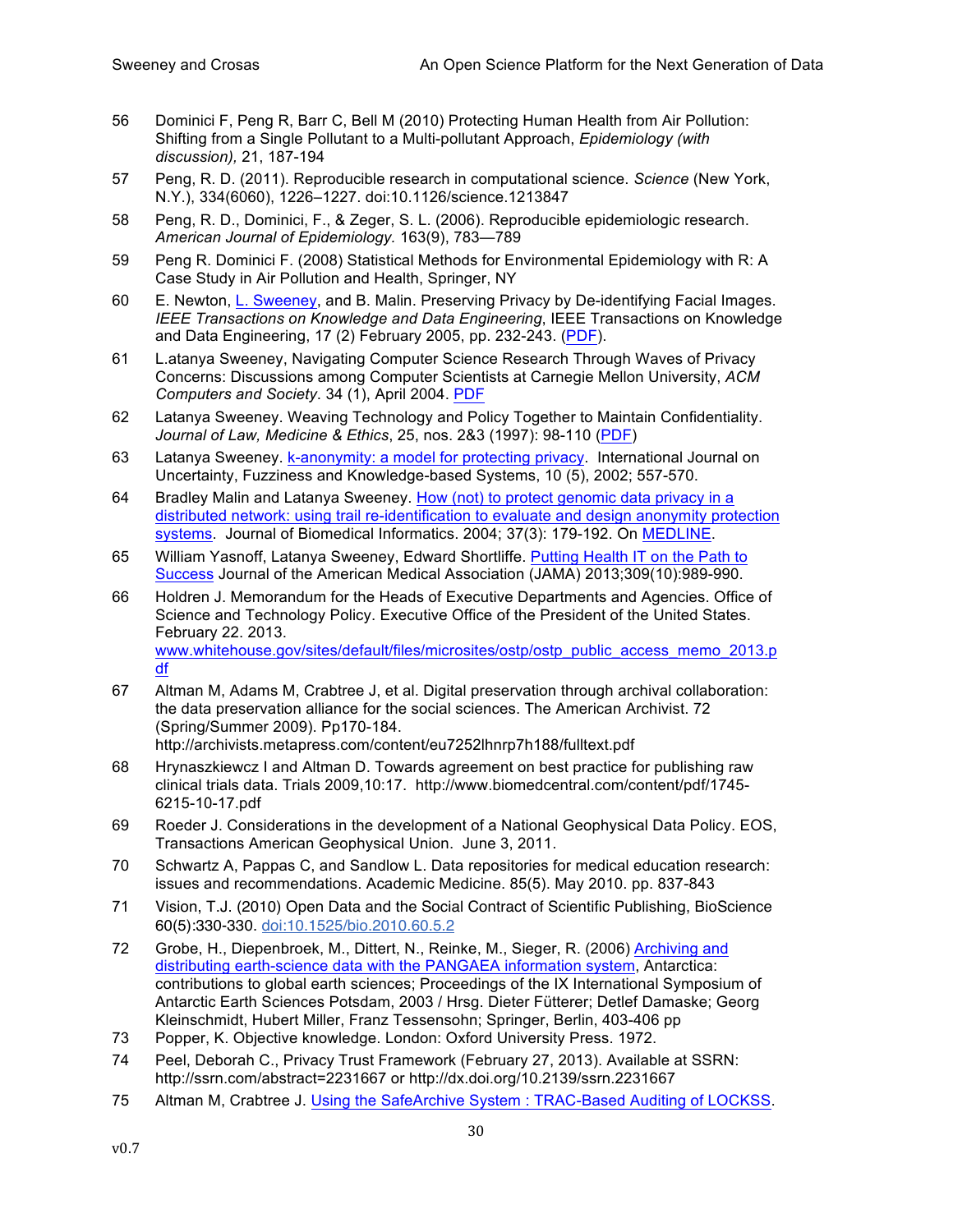56 Dominici F, Peng R, Barr C, Bell M (2010) Protecting Human Health from Air Pollution: Shifting from a Single Pollutant to a Multi-pollutant Approach, *Epidemiology (with discussion),* 21, 187-194

57 Peng, R. D. (2011). Reproducible research in computational science. *Science* (New York, N.Y.), 334(6060), 1226–1227. doi:10.1126/science.1213847

58 Peng, R. D., Dominici, F., & Zeger, S. L. (2006). Reproducible epidemiologic research. *American Journal of Epidemiology.* 163(9), 783—789

59 Peng R. Dominici F. (2008) Statistical Methods for Environmental Epidemiology with R: A Case Study in Air Pollution and Health, Springer, NY

60 E. Newton, L. Sweeney, and B. Malin. Preserving Privacy by De-identifying Facial Images. *IEEE Transactions on Knowledge and Data Engineering*, IEEE Transactions on Knowledge and Data Engineering, 17 (2) February 2005, pp. 232-243. (PDF).

61 L.atanya Sweeney, Navigating Computer Science Research Through Waves of Privacy Concerns: Discussions among Computer Scientists at Carnegie Mellon University, *ACM Computers and Society*. 34 (1), April 2004. PDF

62 Latanya Sweeney. Weaving Technology and Policy Together to Maintain Confidentiality. *Journal of Law, Medicine & Ethics*, 25, nos. 2&3 (1997): 98-110 (PDF)

63 Latanya Sweeney. k-anonymity: a model for protecting privacy. International Journal on Uncertainty, Fuzziness and Knowledge-based Systems, 10 (5), 2002; 557-570.

64 Bradley Malin and Latanya Sweeney. How (not) to protect genomic data privacy in a distributed network: using trail re-identification to evaluate and design anonymity protection systems. Journal of Biomedical Informatics. 2004; 37(3): 179-192. On MEDLINE.

65 William Yasnoff, Latanya Sweeney, Edward Shortliffe. Putting Health IT on the Path to Success Journal of the American Medical Association (JAMA) 2013;309(10):989-990.

66 Holdren J. Memorandum for the Heads of Executive Departments and Agencies. Office of Science and Technology Policy. Executive Office of the President of the United States. February 22. 2013. www.whitehouse.gov/sites/default/files/microsites/ostp/ostp_public_access_memo_2013.pdf

67 Altman M, Adams M, Crabtree J, et al. Digital preservation through archival collaboration: the data preservation alliance for the social sciences. The American Archivist. 72 (Spring/Summer 2009). Pp170-184. http://archivists.metapress.com/content/eu7252lhnrp7h188/fulltext.pdf

68 Hrynaszkiewcz I and Altman D. Towards agreement on best practice for publishing raw clinical trials data. Trials 2009,10:17. http://www.biomedcentral.com/content/pdf/1745-6215-10-17.pdf

69 Roeder J. Considerations in the development of a National Geophysical Data Policy. EOS, Transactions American Geophysical Union. June 3, 2011.

70 Schwartz A, Pappas C, and Sandlow L. Data repositories for medical education research: issues and recommendations. Academic Medicine. 85(5). May 2010. pp. 837-843

71 Vision, T.J. (2010) Open Data and the Social Contract of Scientific Publishing, BioScience 60(5):330-330. doi:10.1525/bio.2010.60.5.2

72 Grobe, H., Diepenbroek, M., Dittert, N., Reinke, M., Sieger, R. (2006) Archiving and distributing earth-science data with the PANGAEA information system, Antarctica: contributions to global earth sciences; Proceedings of the IX International Symposium of Antarctic Earth Sciences Potsdam, 2003 / Hrsg. Dieter Fütterer; Detlef Damaske; Georg Kleinschmidt, Hubert Miller, Franz Tessensohn; Springer, Berlin, 403-406 pp

73 Popper, K. Objective knowledge. London: Oxford University Press. 1972.

74 Peel, Deborah C., Privacy Trust Framework (February 27, 2013). Available at SSRN: http://ssrn.com/abstract=2231667 or http://dx.doi.org/10.2139/ssrn.2231667

75 Altman M, Crabtree J. Using the SafeArchive System : TRAC-Based Auditing of LOCKSS.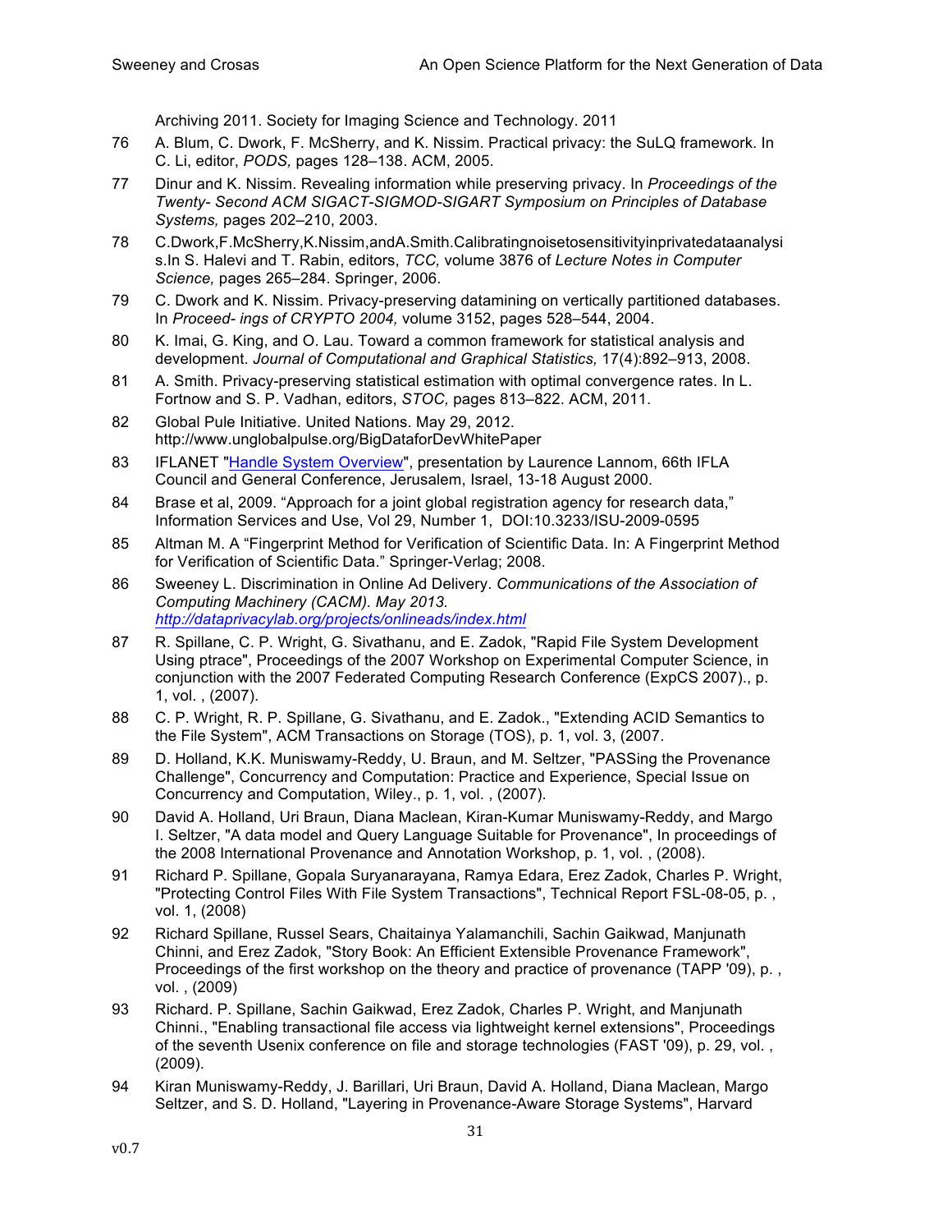Archiving 2011. Society for Imaging Science and Technology. 2011

76 A. Blum, C. Dwork, F. McSherry, and K. Nissim. Practical privacy: the SuLQ framework. In C. Li, editor, *PODS,* pages 128–138. ACM, 2005.

77 Dinur and K. Nissim. Revealing information while preserving privacy. In *Proceedings of the Twenty- Second ACM SIGACT-SIGMOD-SIGART Symposium on Principles of Database Systems,* pages 202–210, 2003.

78 C.Dwork,F.McSherry,K.Nissim,andA.Smith.Calibratingnoisetosensitivityinprivatedataanalysis.In S. Halevi and T. Rabin, editors, *TCC,* volume 3876 of *Lecture Notes in Computer Science,* pages 265–284. Springer, 2006.

79 C. Dwork and K. Nissim. Privacy-preserving datamining on vertically partitioned databases. In *Proceed- ings of CRYPTO 2004,* volume 3152, pages 528–544, 2004.

80 K. Imai, G. King, and O. Lau. Toward a common framework for statistical analysis and development. *Journal of Computational and Graphical Statistics,* 17(4):892–913, 2008.

81 A. Smith. Privacy-preserving statistical estimation with optimal convergence rates. In L. Fortnow and S. P. Vadhan, editors, *STOC,* pages 813–822. ACM, 2011.

82 Global Pule Initiative. United Nations. May 29, 2012. http://www.unglobalpulse.org/BigDataforDevWhitePaper

83 IFLANET "Handle System Overview", presentation by Laurence Lannom, 66th IFLA Council and General Conference, Jerusalem, Israel, 13-18 August 2000.

84 Brase et al, 2009. "Approach for a joint global registration agency for research data," Information Services and Use, Vol 29, Number 1, DOI:10.3233/ISU-2009-0595

85 Altman M. A "Fingerprint Method for Verification of Scientific Data. In: A Fingerprint Method for Verification of Scientific Data." Springer-Verlag; 2008.

86 Sweeney L. Discrimination in Online Ad Delivery. *Communications of the Association of Computing Machinery (CACM). May 2013. http://dataprivacylab.org/projects/onlineads/index.html*

87 R. Spillane, C. P. Wright, G. Sivathanu, and E. Zadok, "Rapid File System Development Using ptrace", Proceedings of the 2007 Workshop on Experimental Computer Science, in conjunction with the 2007 Federated Computing Research Conference (ExpCS 2007)., p. 1, vol. , (2007).

88 C. P. Wright, R. P. Spillane, G. Sivathanu, and E. Zadok., "Extending ACID Semantics to the File System", ACM Transactions on Storage (TOS), p. 1, vol. 3, (2007.

89 D. Holland, K.K. Muniswamy-Reddy, U. Braun, and M. Seltzer, "PASSing the Provenance Challenge", Concurrency and Computation: Practice and Experience, Special Issue on Concurrency and Computation, Wiley., p. 1, vol. , (2007).

90 David A. Holland, Uri Braun, Diana Maclean, Kiran-Kumar Muniswamy-Reddy, and Margo I. Seltzer, "A data model and Query Language Suitable for Provenance", In proceedings of the 2008 International Provenance and Annotation Workshop, p. 1, vol. , (2008).

91 Richard P. Spillane, Gopala Suryanarayana, Ramya Edara, Erez Zadok, Charles P. Wright, "Protecting Control Files With File System Transactions", Technical Report FSL-08-05, p. , vol. 1, (2008)

92 Richard Spillane, Russel Sears, Chaitainya Yalamanchili, Sachin Gaikwad, Manjunath Chinni, and Erez Zadok, "Story Book: An Efficient Extensible Provenance Framework", Proceedings of the first workshop on the theory and practice of provenance (TAPP '09), p. , vol. , (2009)

93 Richard. P. Spillane, Sachin Gaikwad, Erez Zadok, Charles P. Wright, and Manjunath Chinni., "Enabling transactional file access via lightweight kernel extensions", Proceedings of the seventh Usenix conference on file and storage technologies (FAST '09), p. 29, vol. , (2009).

94 Kiran Muniswamy-Reddy, J. Barillari, Uri Braun, David A. Holland, Diana Maclean, Margo Seltzer, and S. D. Holland, "Layering in Provenance-Aware Storage Systems", Harvard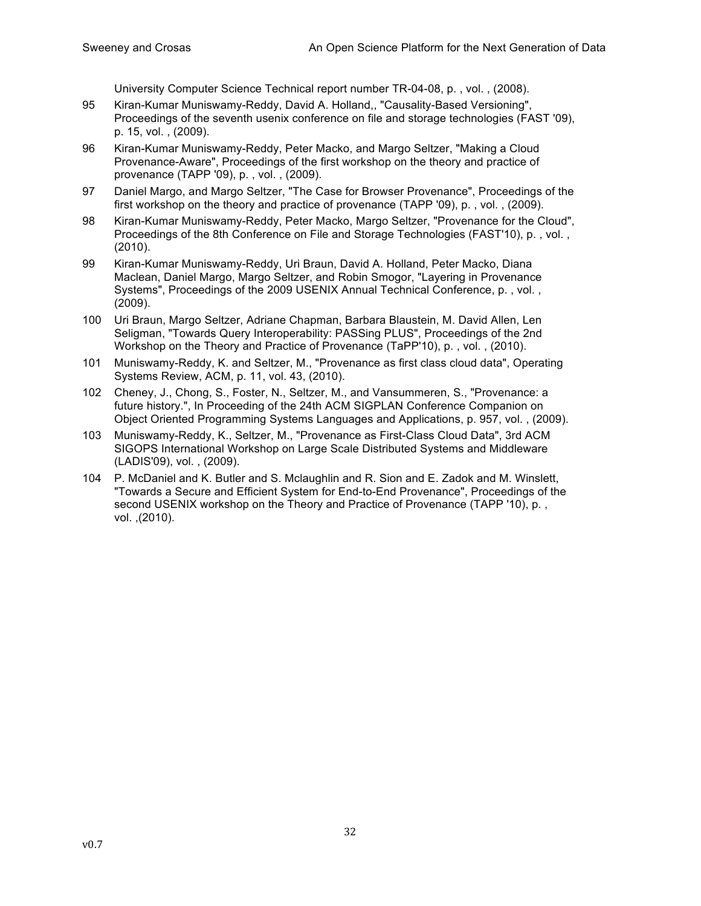University Computer Science Technical report number TR-04-08, p. , vol. , (2008).

95 Kiran-Kumar Muniswamy-Reddy, David A. Holland,, "Causality-Based Versioning", Proceedings of the seventh usenix conference on file and storage technologies (FAST '09), p. 15, vol. , (2009).

96 Kiran-Kumar Muniswamy-Reddy, Peter Macko, and Margo Seltzer, "Making a Cloud Provenance-Aware", Proceedings of the first workshop on the theory and practice of provenance (TAPP '09), p. , vol. , (2009).

97 Daniel Margo, and Margo Seltzer, "The Case for Browser Provenance", Proceedings of the first workshop on the theory and practice of provenance (TAPP '09), p. , vol. , (2009).

98 Kiran-Kumar Muniswamy-Reddy, Peter Macko, Margo Seltzer, "Provenance for the Cloud", Proceedings of the 8th Conference on File and Storage Technologies (FAST'10), p. , vol. , (2010).

99 Kiran-Kumar Muniswamy-Reddy, Uri Braun, David A. Holland, Peter Macko, Diana Maclean, Daniel Margo, Margo Seltzer, and Robin Smogor, "Layering in Provenance Systems", Proceedings of the 2009 USENIX Annual Technical Conference, p. , vol. , (2009).

100 Uri Braun, Margo Seltzer, Adriane Chapman, Barbara Blaustein, M. David Allen, Len Seligman, "Towards Query Interoperability: PASSing PLUS", Proceedings of the 2nd Workshop on the Theory and Practice of Provenance (TaPP'10), p. , vol. , (2010).

101 Muniswamy-Reddy, K. and Seltzer, M., "Provenance as first class cloud data", Operating Systems Review, ACM, p. 11, vol. 43, (2010).

102 Cheney, J., Chong, S., Foster, N., Seltzer, M., and Vansummeren, S., "Provenance: a future history.", In Proceeding of the 24th ACM SIGPLAN Conference Companion on Object Oriented Programming Systems Languages and Applications, p. 957, vol. , (2009).

103 Muniswamy-Reddy, K., Seltzer, M., "Provenance as First-Class Cloud Data", 3rd ACM SIGOPS International Workshop on Large Scale Distributed Systems and Middleware (LADIS'09), vol. , (2009).

104 P. McDaniel and K. Butler and S. Mclaughlin and R. Sion and E. Zadok and M. Winslett, "Towards a Secure and Efficient System for End-to-End Provenance", Proceedings of the second USENIX workshop on the Theory and Practice of Provenance (TAPP '10), p. , vol. ,(2010).